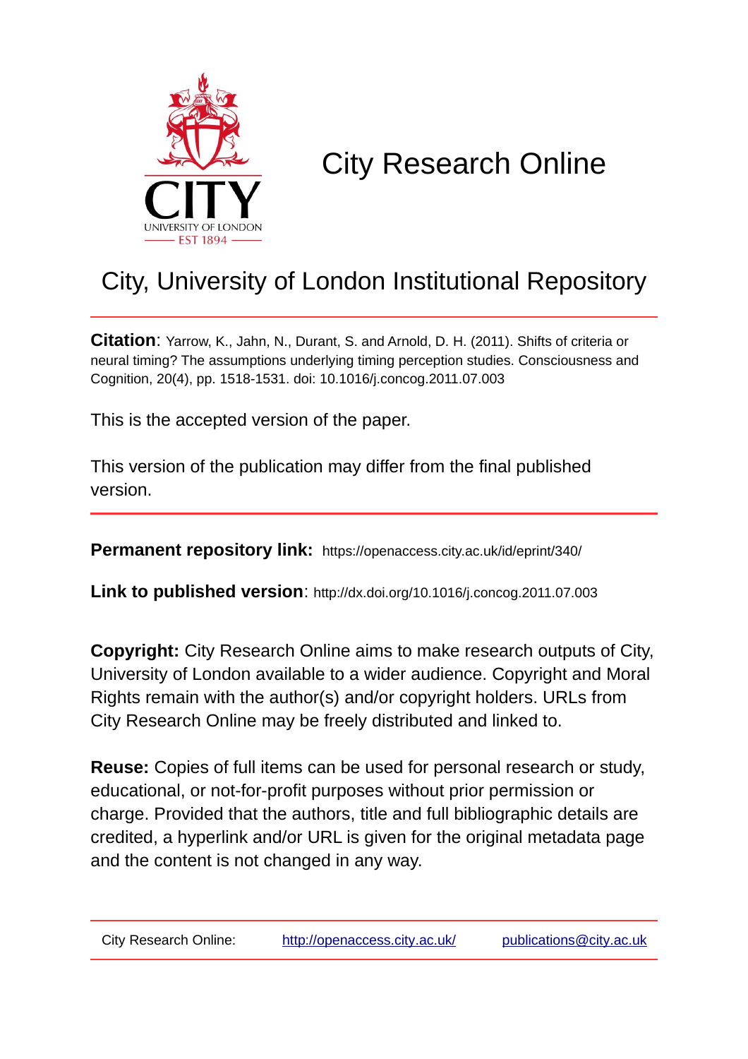CITY

UNIVERSITY OF LONDON

EST 1894

# City Research Online

## City, University of London Institutional Repository

**Citation**: Yarrow, K., Jahn, N., Durant, S. and Arnold, D. H. (2011). Shifts of criteria or neural timing? The assumptions underlying timing perception studies. Consciousness and Cognition, 20(4), pp. 1518-1531. doi: 10.1016/j.concog.2011.07.003

This is the accepted version of the paper.

This version of the publication may differ from the final published version.

**Permanent repository link:** https://openaccess.city.ac.uk/id/eprint/340/

**Link to published version**: http://dx.doi.org/10.1016/j.concog.2011.07.003

**Copyright:** City Research Online aims to make research outputs of City, University of London available to a wider audience. Copyright and Moral Rights remain with the author(s) and/or copyright holders. URLs from City Research Online may be freely distributed and linked to.

**Reuse:** Copies of full items can be used for personal research or study, educational, or not-for-profit purposes without prior permission or charge. Provided that the authors, title and full bibliographic details are credited, a hyperlink and/or URL is given for the original metadata page and the content is not changed in any way.

City Research Online: http://openaccess.city.ac.uk/ publications@city.ac.uk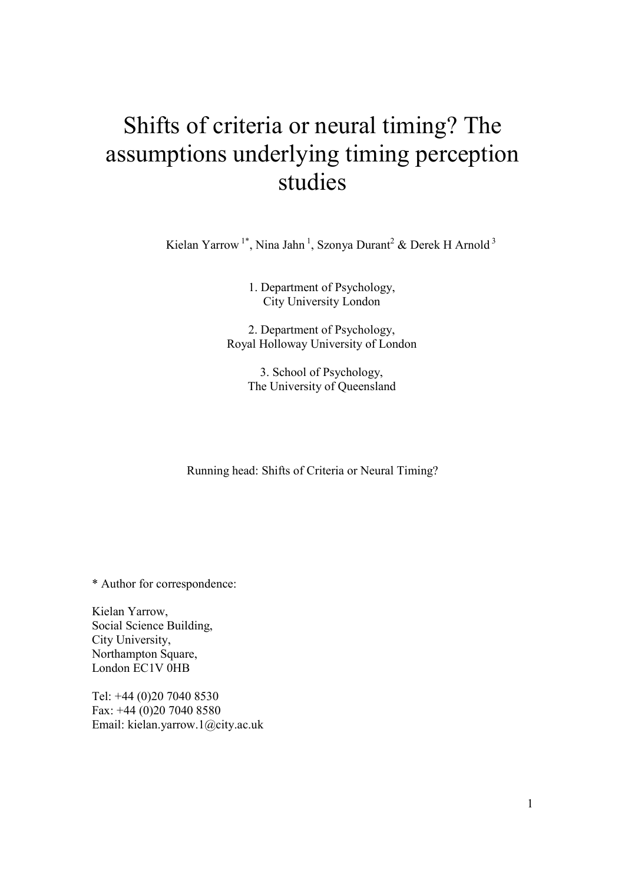# Shifts of criteria or neural timing? The assumptions underlying timing perception studies

Kielan Yarrow [1*], Nina Jahn [1], Szonya Durant[2] & Derek H Arnold [3]

1. Department of Psychology, City University London

2. Department of Psychology, Royal Holloway University of London

3. School of Psychology, The University of Queensland

Running head: Shifts of Criteria or Neural Timing?

\* Author for correspondence:

Kielan Yarrow,
Social Science Building,
City University,
Northampton Square,
London EC1V 0HB

Tel: +44 (0)20 7040 8530
Fax: +44 (0)20 7040 8580
Email: kielan.yarrow.1@city.ac.uk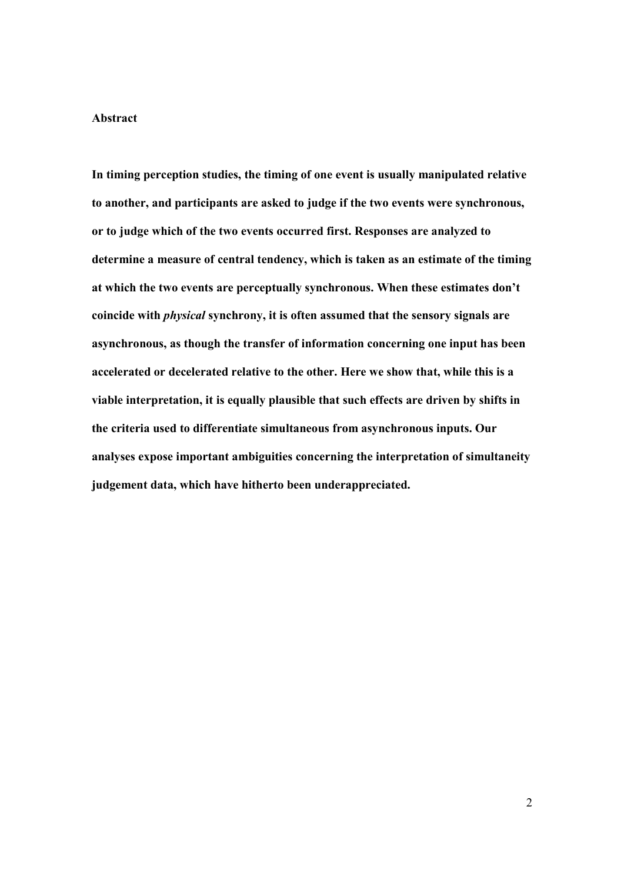## Abstract

**In timing perception studies, the timing of one event is usually manipulated relative to another, and participants are asked to judge if the two events were synchronous, or to judge which of the two events occurred first. Responses are analyzed to determine a measure of central tendency, which is taken as an estimate of the timing at which the two events are perceptually synchronous. When these estimates don't coincide with *physical* synchrony, it is often assumed that the sensory signals are asynchronous, as though the transfer of information concerning one input has been accelerated or decelerated relative to the other. Here we show that, while this is a viable interpretation, it is equally plausible that such effects are driven by shifts in the criteria used to differentiate simultaneous from asynchronous inputs. Our analyses expose important ambiguities concerning the interpretation of simultaneity judgement data, which have hitherto been underappreciated.**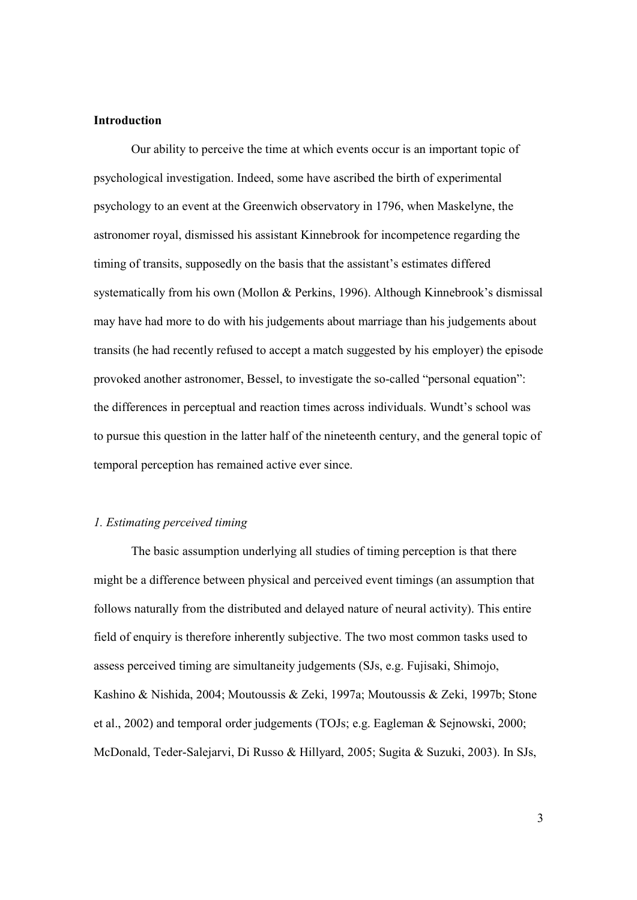## Introduction

Our ability to perceive the time at which events occur is an important topic of psychological investigation. Indeed, some have ascribed the birth of experimental psychology to an event at the Greenwich observatory in 1796, when Maskelyne, the astronomer royal, dismissed his assistant Kinnebrook for incompetence regarding the timing of transits, supposedly on the basis that the assistant's estimates differed systematically from his own (Mollon & Perkins, 1996). Although Kinnebrook's dismissal may have had more to do with his judgements about marriage than his judgements about transits (he had recently refused to accept a match suggested by his employer) the episode provoked another astronomer, Bessel, to investigate the so-called "personal equation": the differences in perceptual and reaction times across individuals. Wundt's school was to pursue this question in the latter half of the nineteenth century, and the general topic of temporal perception has remained active ever since.

### *1. Estimating perceived timing*

The basic assumption underlying all studies of timing perception is that there might be a difference between physical and perceived event timings (an assumption that follows naturally from the distributed and delayed nature of neural activity). This entire field of enquiry is therefore inherently subjective. The two most common tasks used to assess perceived timing are simultaneity judgements (SJs, e.g. Fujisaki, Shimojo, Kashino & Nishida, 2004; Moutoussis & Zeki, 1997a; Moutoussis & Zeki, 1997b; Stone et al., 2002) and temporal order judgements (TOJs; e.g. Eagleman & Sejnowski, 2000; McDonald, Teder-Salejarvi, Di Russo & Hillyard, 2005; Sugita & Suzuki, 2003). In SJs,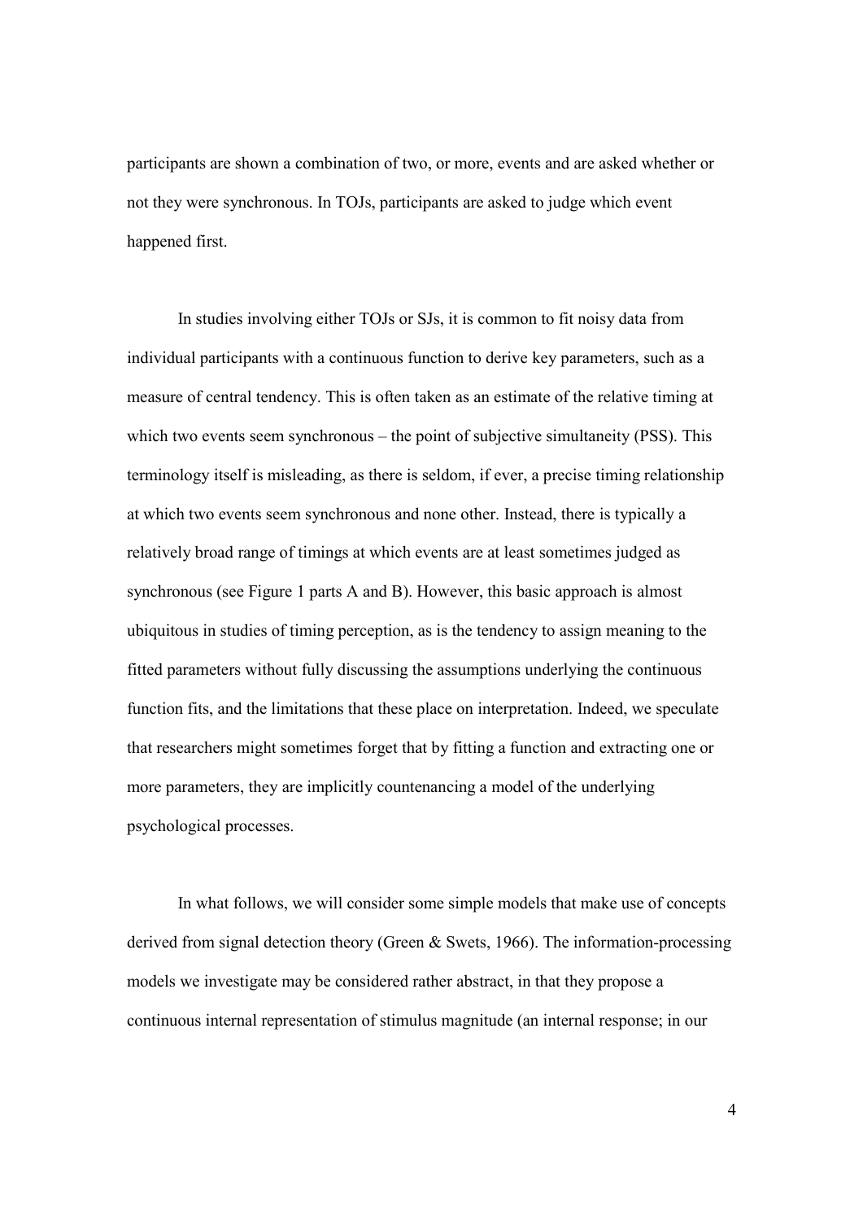participants are shown a combination of two, or more, events and are asked whether or not they were synchronous. In TOJs, participants are asked to judge which event happened first.

In studies involving either TOJs or SJs, it is common to fit noisy data from individual participants with a continuous function to derive key parameters, such as a measure of central tendency. This is often taken as an estimate of the relative timing at which two events seem synchronous – the point of subjective simultaneity (PSS). This terminology itself is misleading, as there is seldom, if ever, a precise timing relationship at which two events seem synchronous and none other. Instead, there is typically a relatively broad range of timings at which events are at least sometimes judged as synchronous (see Figure 1 parts A and B). However, this basic approach is almost ubiquitous in studies of timing perception, as is the tendency to assign meaning to the fitted parameters without fully discussing the assumptions underlying the continuous function fits, and the limitations that these place on interpretation. Indeed, we speculate that researchers might sometimes forget that by fitting a function and extracting one or more parameters, they are implicitly countenancing a model of the underlying psychological processes.

In what follows, we will consider some simple models that make use of concepts derived from signal detection theory (Green & Swets, 1966). The information-processing models we investigate may be considered rather abstract, in that they propose a continuous internal representation of stimulus magnitude (an internal response; in our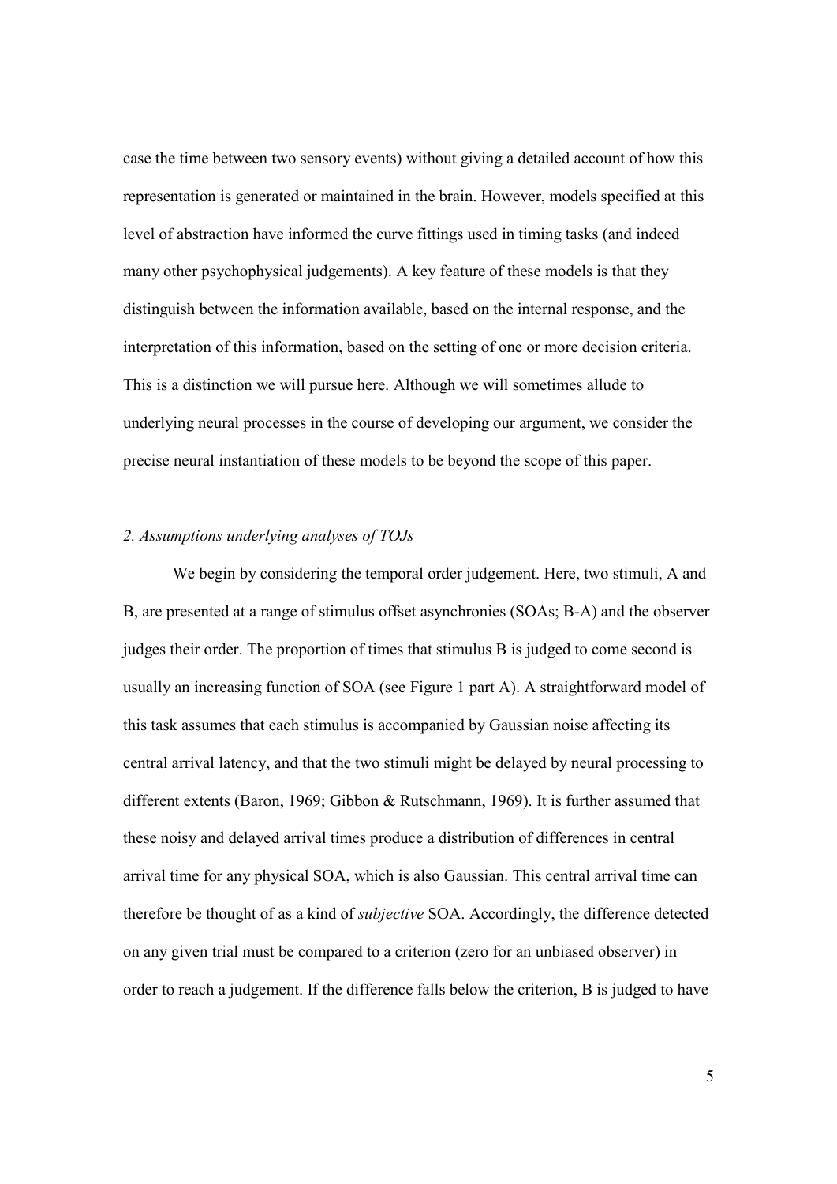case the time between two sensory events) without giving a detailed account of how this representation is generated or maintained in the brain. However, models specified at this level of abstraction have informed the curve fittings used in timing tasks (and indeed many other psychophysical judgements). A key feature of these models is that they distinguish between the information available, based on the internal response, and the interpretation of this information, based on the setting of one or more decision criteria. This is a distinction we will pursue here. Although we will sometimes allude to underlying neural processes in the course of developing our argument, we consider the precise neural instantiation of these models to be beyond the scope of this paper.

## *2. Assumptions underlying analyses of TOJs*

We begin by considering the temporal order judgement. Here, two stimuli, A and B, are presented at a range of stimulus offset asynchronies (SOAs; B-A) and the observer judges their order. The proportion of times that stimulus B is judged to come second is usually an increasing function of SOA (see Figure 1 part A). A straightforward model of this task assumes that each stimulus is accompanied by Gaussian noise affecting its central arrival latency, and that the two stimuli might be delayed by neural processing to different extents (Baron, 1969; Gibbon & Rutschmann, 1969). It is further assumed that these noisy and delayed arrival times produce a distribution of differences in central arrival time for any physical SOA, which is also Gaussian. This central arrival time can therefore be thought of as a kind of *subjective* SOA. Accordingly, the difference detected on any given trial must be compared to a criterion (zero for an unbiased observer) in order to reach a judgement. If the difference falls below the criterion, B is judged to have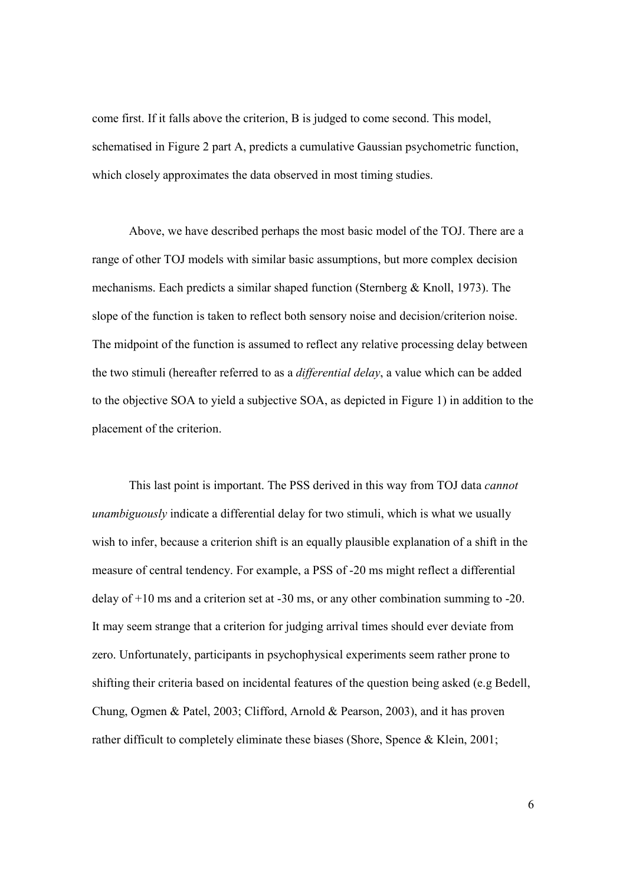come first. If it falls above the criterion, B is judged to come second. This model, schematised in Figure 2 part A, predicts a cumulative Gaussian psychometric function, which closely approximates the data observed in most timing studies.

Above, we have described perhaps the most basic model of the TOJ. There are a range of other TOJ models with similar basic assumptions, but more complex decision mechanisms. Each predicts a similar shaped function (Sternberg & Knoll, 1973). The slope of the function is taken to reflect both sensory noise and decision/criterion noise. The midpoint of the function is assumed to reflect any relative processing delay between the two stimuli (hereafter referred to as a *differential delay*, a value which can be added to the objective SOA to yield a subjective SOA, as depicted in Figure 1) in addition to the placement of the criterion.

This last point is important. The PSS derived in this way from TOJ data *cannot unambiguously* indicate a differential delay for two stimuli, which is what we usually wish to infer, because a criterion shift is an equally plausible explanation of a shift in the measure of central tendency. For example, a PSS of -20 ms might reflect a differential delay of +10 ms and a criterion set at -30 ms, or any other combination summing to -20. It may seem strange that a criterion for judging arrival times should ever deviate from zero. Unfortunately, participants in psychophysical experiments seem rather prone to shifting their criteria based on incidental features of the question being asked (e.g Bedell, Chung, Ogmen & Patel, 2003; Clifford, Arnold & Pearson, 2003), and it has proven rather difficult to completely eliminate these biases (Shore, Spence & Klein, 2001;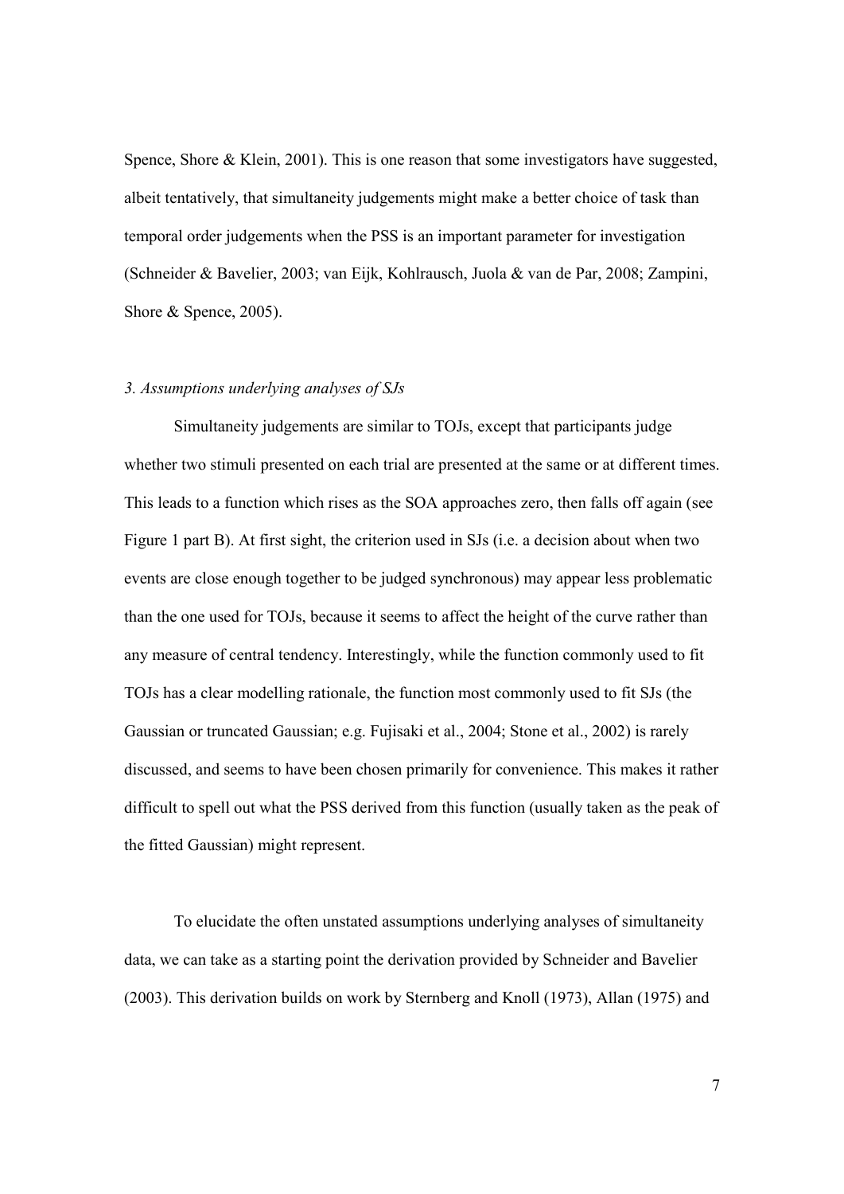Spence, Shore & Klein, 2001). This is one reason that some investigators have suggested, albeit tentatively, that simultaneity judgements might make a better choice of task than temporal order judgements when the PSS is an important parameter for investigation (Schneider & Bavelier, 2003; van Eijk, Kohlrausch, Juola & van de Par, 2008; Zampini, Shore & Spence, 2005).

### *3. Assumptions underlying analyses of SJs*

Simultaneity judgements are similar to TOJs, except that participants judge whether two stimuli presented on each trial are presented at the same or at different times. This leads to a function which rises as the SOA approaches zero, then falls off again (see Figure 1 part B). At first sight, the criterion used in SJs (i.e. a decision about when two events are close enough together to be judged synchronous) may appear less problematic than the one used for TOJs, because it seems to affect the height of the curve rather than any measure of central tendency. Interestingly, while the function commonly used to fit TOJs has a clear modelling rationale, the function most commonly used to fit SJs (the Gaussian or truncated Gaussian; e.g. Fujisaki et al., 2004; Stone et al., 2002) is rarely discussed, and seems to have been chosen primarily for convenience. This makes it rather difficult to spell out what the PSS derived from this function (usually taken as the peak of the fitted Gaussian) might represent.

To elucidate the often unstated assumptions underlying analyses of simultaneity data, we can take as a starting point the derivation provided by Schneider and Bavelier (2003). This derivation builds on work by Sternberg and Knoll (1973), Allan (1975) and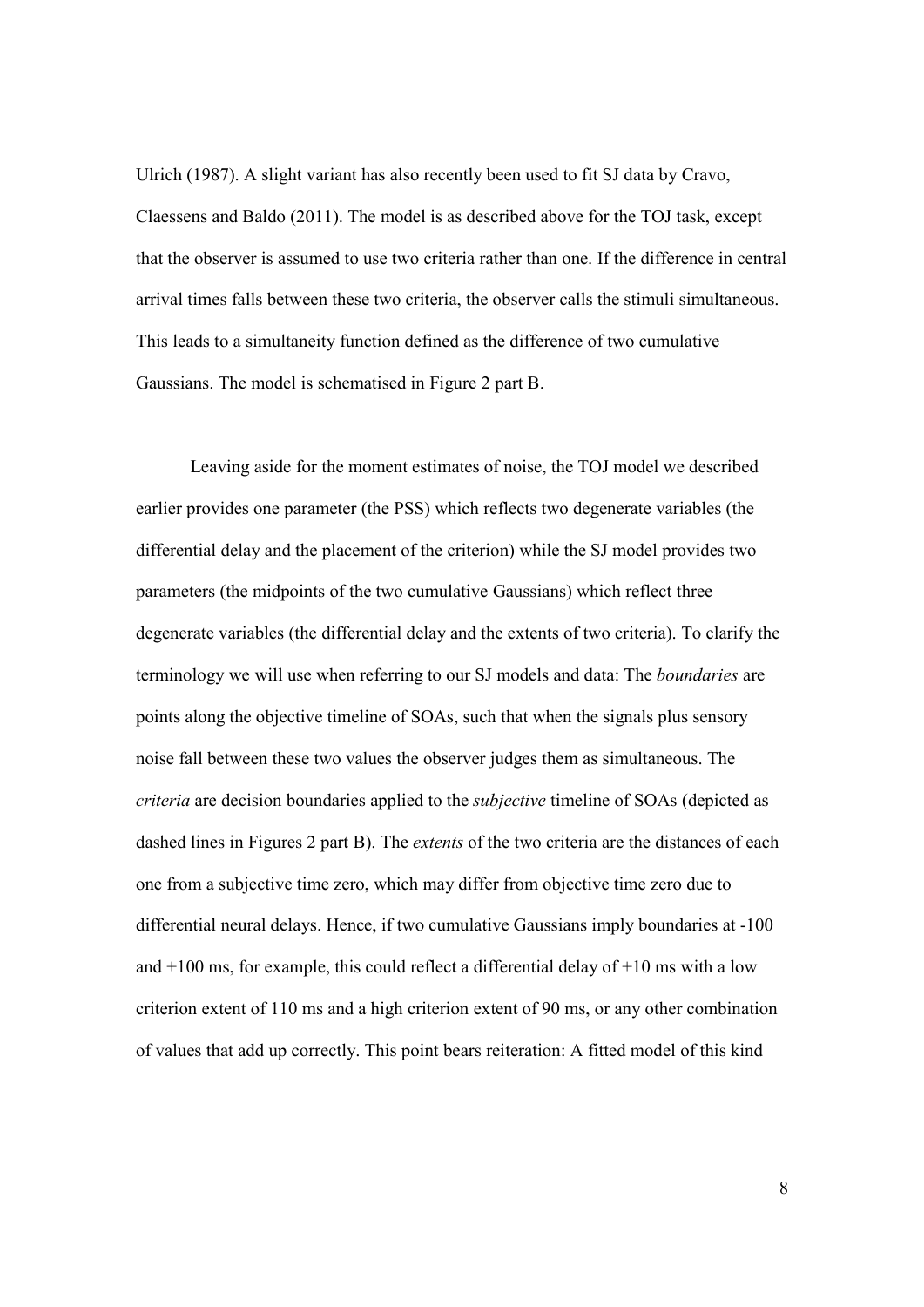Ulrich (1987). A slight variant has also recently been used to fit SJ data by Cravo, Claessens and Baldo (2011). The model is as described above for the TOJ task, except that the observer is assumed to use two criteria rather than one. If the difference in central arrival times falls between these two criteria, the observer calls the stimuli simultaneous. This leads to a simultaneity function defined as the difference of two cumulative Gaussians. The model is schematised in Figure 2 part B.

Leaving aside for the moment estimates of noise, the TOJ model we described earlier provides one parameter (the PSS) which reflects two degenerate variables (the differential delay and the placement of the criterion) while the SJ model provides two parameters (the midpoints of the two cumulative Gaussians) which reflect three degenerate variables (the differential delay and the extents of two criteria). To clarify the terminology we will use when referring to our SJ models and data: The *boundaries* are points along the objective timeline of SOAs, such that when the signals plus sensory noise fall between these two values the observer judges them as simultaneous. The *criteria* are decision boundaries applied to the *subjective* timeline of SOAs (depicted as dashed lines in Figures 2 part B). The *extents* of the two criteria are the distances of each one from a subjective time zero, which may differ from objective time zero due to differential neural delays. Hence, if two cumulative Gaussians imply boundaries at -100 and +100 ms, for example, this could reflect a differential delay of +10 ms with a low criterion extent of 110 ms and a high criterion extent of 90 ms, or any other combination of values that add up correctly. This point bears reiteration: A fitted model of this kind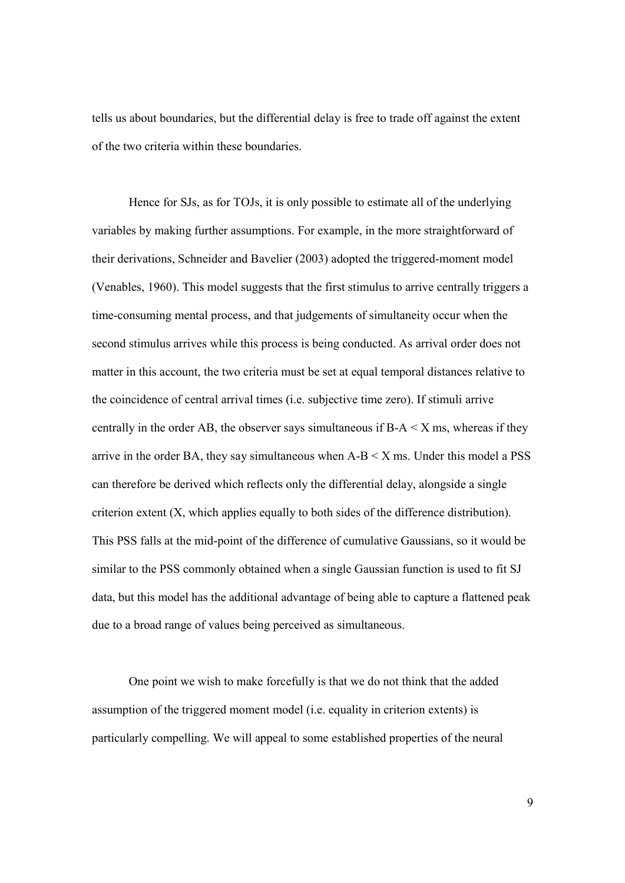tells us about boundaries, but the differential delay is free to trade off against the extent of the two criteria within these boundaries.

Hence for SJs, as for TOJs, it is only possible to estimate all of the underlying variables by making further assumptions. For example, in the more straightforward of their derivations, Schneider and Bavelier (2003) adopted the triggered-moment model (Venables, 1960). This model suggests that the first stimulus to arrive centrally triggers a time-consuming mental process, and that judgements of simultaneity occur when the second stimulus arrives while this process is being conducted. As arrival order does not matter in this account, the two criteria must be set at equal temporal distances relative to the coincidence of central arrival times (i.e. subjective time zero). If stimuli arrive centrally in the order AB, the observer says simultaneous if $B\text{-}A < X$ ms, whereas if they arrive in the order BA, they say simultaneous when $A\text{-}B < X$ ms. Under this model a PSS can therefore be derived which reflects only the differential delay, alongside a single criterion extent (X, which applies equally to both sides of the difference distribution). This PSS falls at the mid-point of the difference of cumulative Gaussians, so it would be similar to the PSS commonly obtained when a single Gaussian function is used to fit SJ data, but this model has the additional advantage of being able to capture a flattened peak due to a broad range of values being perceived as simultaneous.

One point we wish to make forcefully is that we do not think that the added assumption of the triggered moment model (i.e. equality in criterion extents) is particularly compelling. We will appeal to some established properties of the neural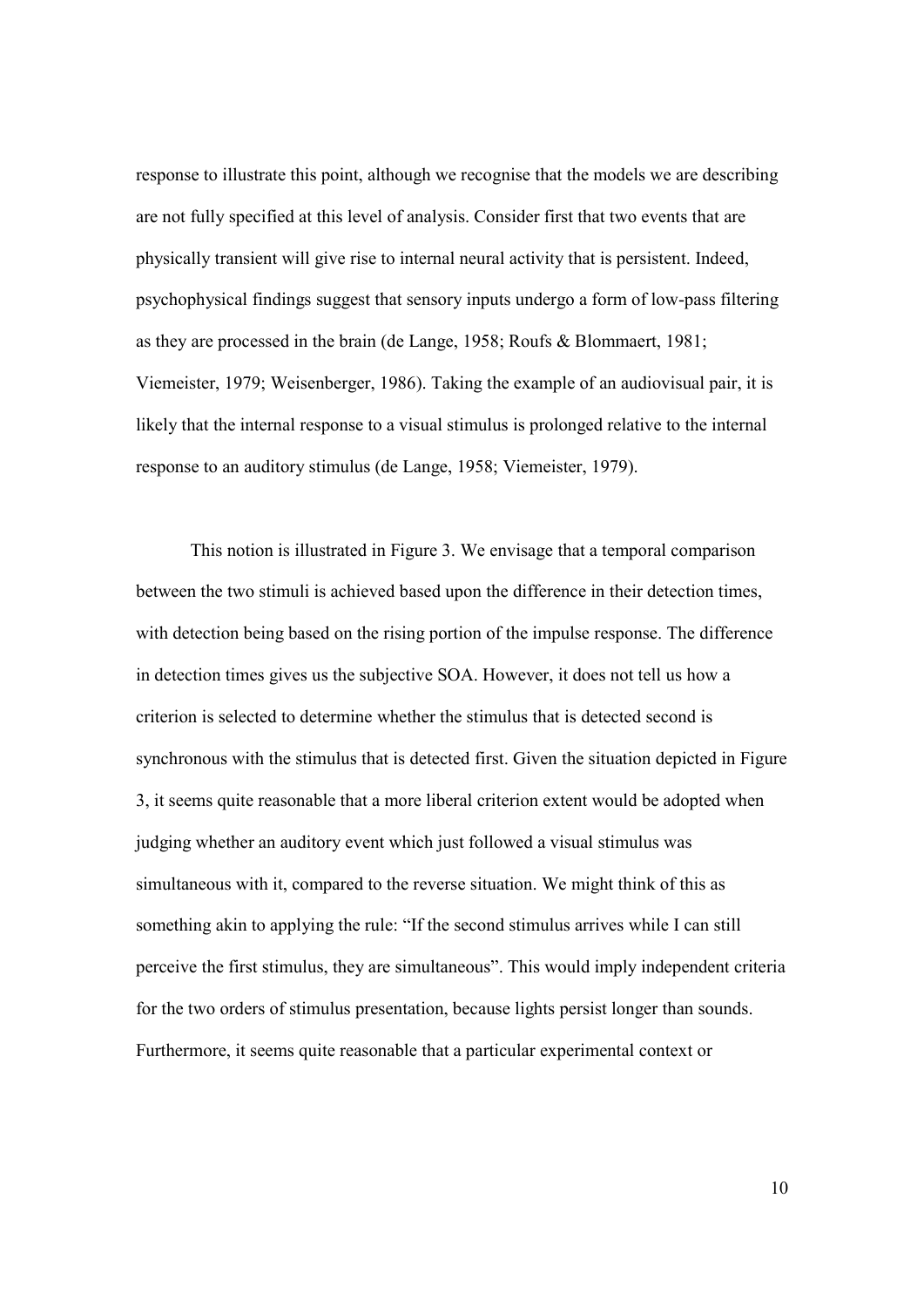response to illustrate this point, although we recognise that the models we are describing are not fully specified at this level of analysis. Consider first that two events that are physically transient will give rise to internal neural activity that is persistent. Indeed, psychophysical findings suggest that sensory inputs undergo a form of low-pass filtering as they are processed in the brain (de Lange, 1958; Roufs & Blommaert, 1981; Viemeister, 1979; Weisenberger, 1986). Taking the example of an audiovisual pair, it is likely that the internal response to a visual stimulus is prolonged relative to the internal response to an auditory stimulus (de Lange, 1958; Viemeister, 1979).

This notion is illustrated in Figure 3. We envisage that a temporal comparison between the two stimuli is achieved based upon the difference in their detection times, with detection being based on the rising portion of the impulse response. The difference in detection times gives us the subjective SOA. However, it does not tell us how a criterion is selected to determine whether the stimulus that is detected second is synchronous with the stimulus that is detected first. Given the situation depicted in Figure 3, it seems quite reasonable that a more liberal criterion extent would be adopted when judging whether an auditory event which just followed a visual stimulus was simultaneous with it, compared to the reverse situation. We might think of this as something akin to applying the rule: "If the second stimulus arrives while I can still perceive the first stimulus, they are simultaneous". This would imply independent criteria for the two orders of stimulus presentation, because lights persist longer than sounds. Furthermore, it seems quite reasonable that a particular experimental context or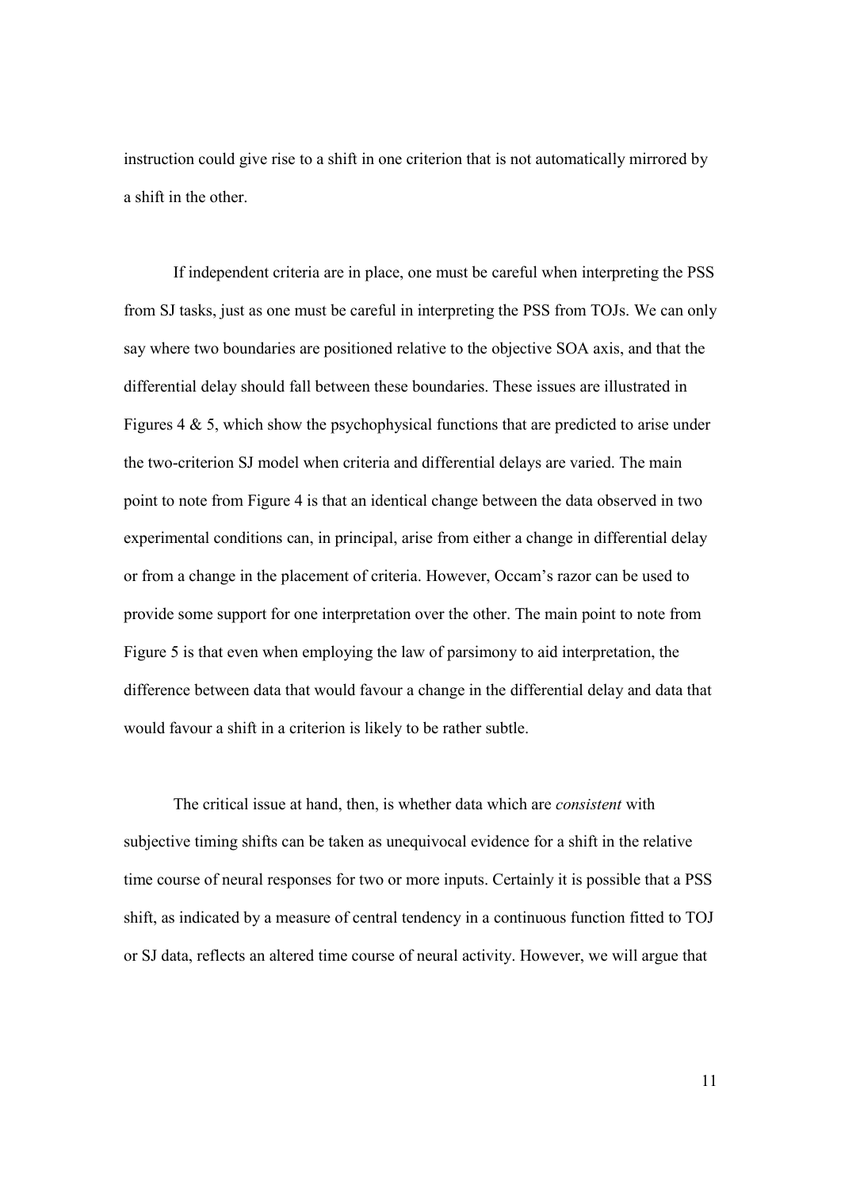instruction could give rise to a shift in one criterion that is not automatically mirrored by a shift in the other.

If independent criteria are in place, one must be careful when interpreting the PSS from SJ tasks, just as one must be careful in interpreting the PSS from TOJs. We can only say where two boundaries are positioned relative to the objective SOA axis, and that the differential delay should fall between these boundaries. These issues are illustrated in Figures 4 & 5, which show the psychophysical functions that are predicted to arise under the two-criterion SJ model when criteria and differential delays are varied. The main point to note from Figure 4 is that an identical change between the data observed in two experimental conditions can, in principal, arise from either a change in differential delay or from a change in the placement of criteria. However, Occam's razor can be used to provide some support for one interpretation over the other. The main point to note from Figure 5 is that even when employing the law of parsimony to aid interpretation, the difference between data that would favour a change in the differential delay and data that would favour a shift in a criterion is likely to be rather subtle.

The critical issue at hand, then, is whether data which are *consistent* with subjective timing shifts can be taken as unequivocal evidence for a shift in the relative time course of neural responses for two or more inputs. Certainly it is possible that a PSS shift, as indicated by a measure of central tendency in a continuous function fitted to TOJ or SJ data, reflects an altered time course of neural activity. However, we will argue that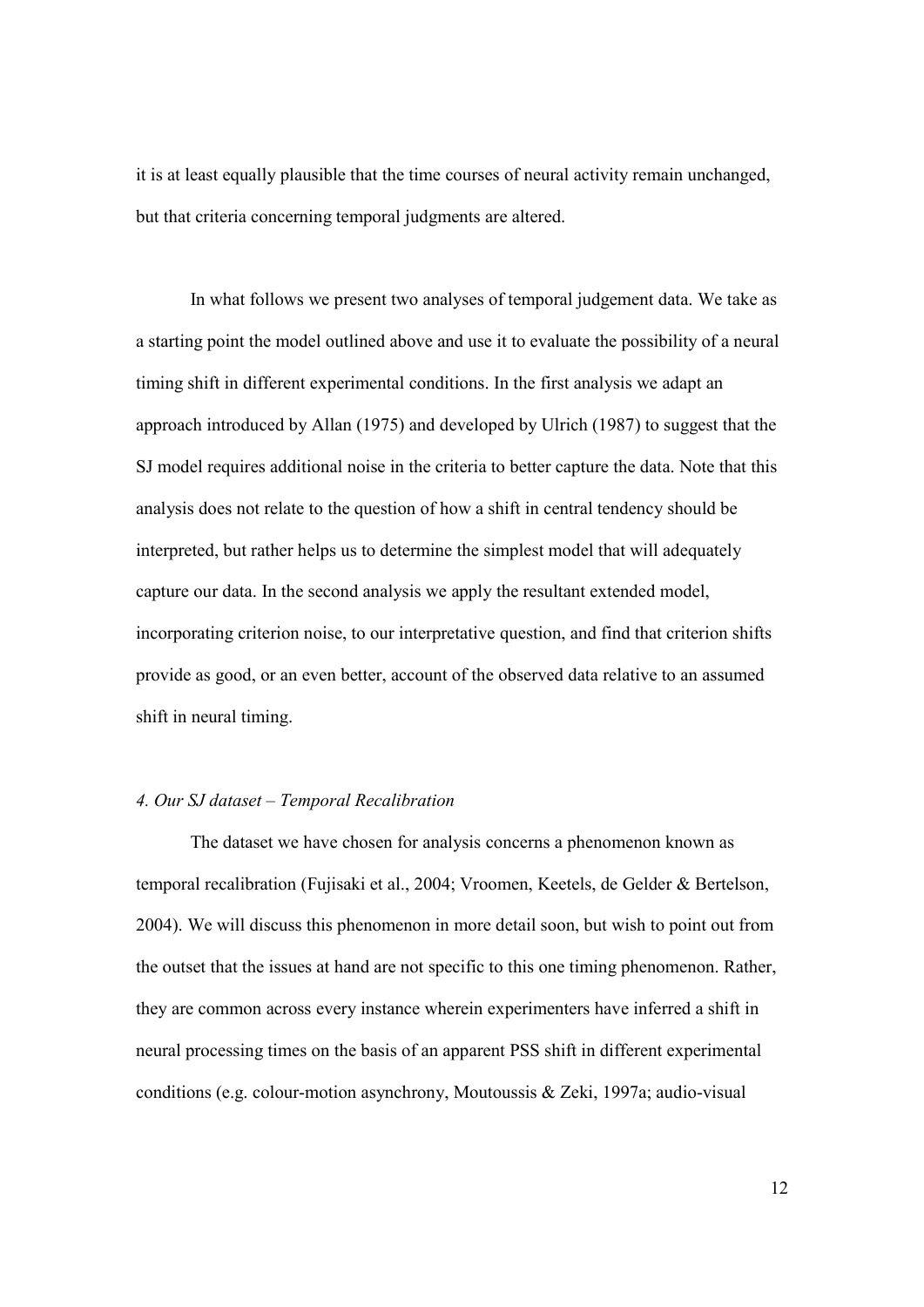it is at least equally plausible that the time courses of neural activity remain unchanged, but that criteria concerning temporal judgments are altered.

In what follows we present two analyses of temporal judgement data. We take as a starting point the model outlined above and use it to evaluate the possibility of a neural timing shift in different experimental conditions. In the first analysis we adapt an approach introduced by Allan (1975) and developed by Ulrich (1987) to suggest that the SJ model requires additional noise in the criteria to better capture the data. Note that this analysis does not relate to the question of how a shift in central tendency should be interpreted, but rather helps us to determine the simplest model that will adequately capture our data. In the second analysis we apply the resultant extended model, incorporating criterion noise, to our interpretative question, and find that criterion shifts provide as good, or an even better, account of the observed data relative to an assumed shift in neural timing.

### *4. Our SJ dataset – Temporal Recalibration*

The dataset we have chosen for analysis concerns a phenomenon known as temporal recalibration (Fujisaki et al., 2004; Vroomen, Keetels, de Gelder & Bertelson, 2004). We will discuss this phenomenon in more detail soon, but wish to point out from the outset that the issues at hand are not specific to this one timing phenomenon. Rather, they are common across every instance wherein experimenters have inferred a shift in neural processing times on the basis of an apparent PSS shift in different experimental conditions (e.g. colour-motion asynchrony, Moutoussis & Zeki, 1997a; audio-visual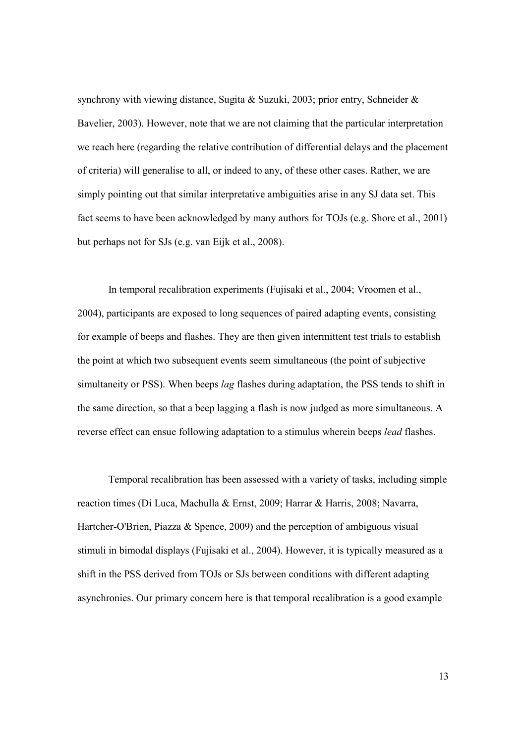synchrony with viewing distance, Sugita & Suzuki, 2003; prior entry, Schneider & Bavelier, 2003). However, note that we are not claiming that the particular interpretation we reach here (regarding the relative contribution of differential delays and the placement of criteria) will generalise to all, or indeed to any, of these other cases. Rather, we are simply pointing out that similar interpretative ambiguities arise in any SJ data set. This fact seems to have been acknowledged by many authors for TOJs (e.g. Shore et al., 2001) but perhaps not for SJs (e.g. van Eijk et al., 2008).

In temporal recalibration experiments (Fujisaki et al., 2004; Vroomen et al., 2004), participants are exposed to long sequences of paired adapting events, consisting for example of beeps and flashes. They are then given intermittent test trials to establish the point at which two subsequent events seem simultaneous (the point of subjective simultaneity or PSS). When beeps *lag* flashes during adaptation, the PSS tends to shift in the same direction, so that a beep lagging a flash is now judged as more simultaneous. A reverse effect can ensue following adaptation to a stimulus wherein beeps *lead* flashes.

Temporal recalibration has been assessed with a variety of tasks, including simple reaction times (Di Luca, Machulla & Ernst, 2009; Harrar & Harris, 2008; Navarra, Hartcher-O'Brien, Piazza & Spence, 2009) and the perception of ambiguous visual stimuli in bimodal displays (Fujisaki et al., 2004). However, it is typically measured as a shift in the PSS derived from TOJs or SJs between conditions with different adapting asynchronies. Our primary concern here is that temporal recalibration is a good example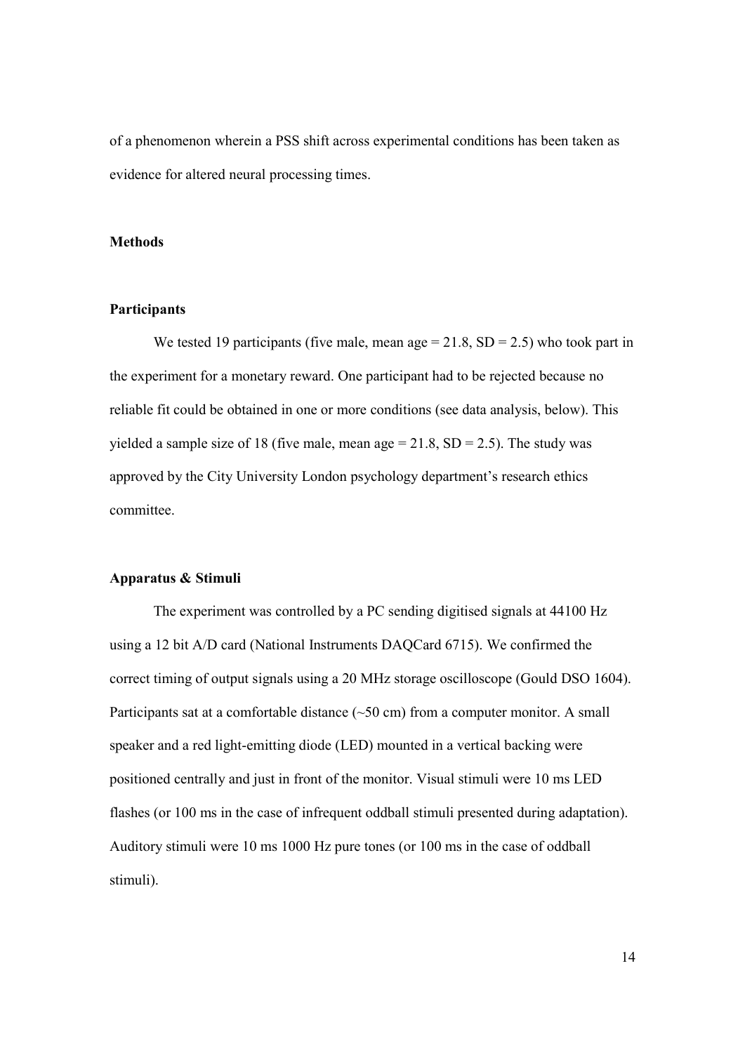of a phenomenon wherein a PSS shift across experimental conditions has been taken as evidence for altered neural processing times.

## Methods

### Participants

We tested 19 participants (five male, mean age = 21.8, SD = 2.5) who took part in the experiment for a monetary reward. One participant had to be rejected because no reliable fit could be obtained in one or more conditions (see data analysis, below). This yielded a sample size of 18 (five male, mean age = 21.8, SD = 2.5). The study was approved by the City University London psychology department's research ethics committee.

### Apparatus & Stimuli

The experiment was controlled by a PC sending digitised signals at 44100 Hz using a 12 bit A/D card (National Instruments DAQCard 6715). We confirmed the correct timing of output signals using a 20 MHz storage oscilloscope (Gould DSO 1604). Participants sat at a comfortable distance (~50 cm) from a computer monitor. A small speaker and a red light-emitting diode (LED) mounted in a vertical backing were positioned centrally and just in front of the monitor. Visual stimuli were 10 ms LED flashes (or 100 ms in the case of infrequent oddball stimuli presented during adaptation). Auditory stimuli were 10 ms 1000 Hz pure tones (or 100 ms in the case of oddball stimuli).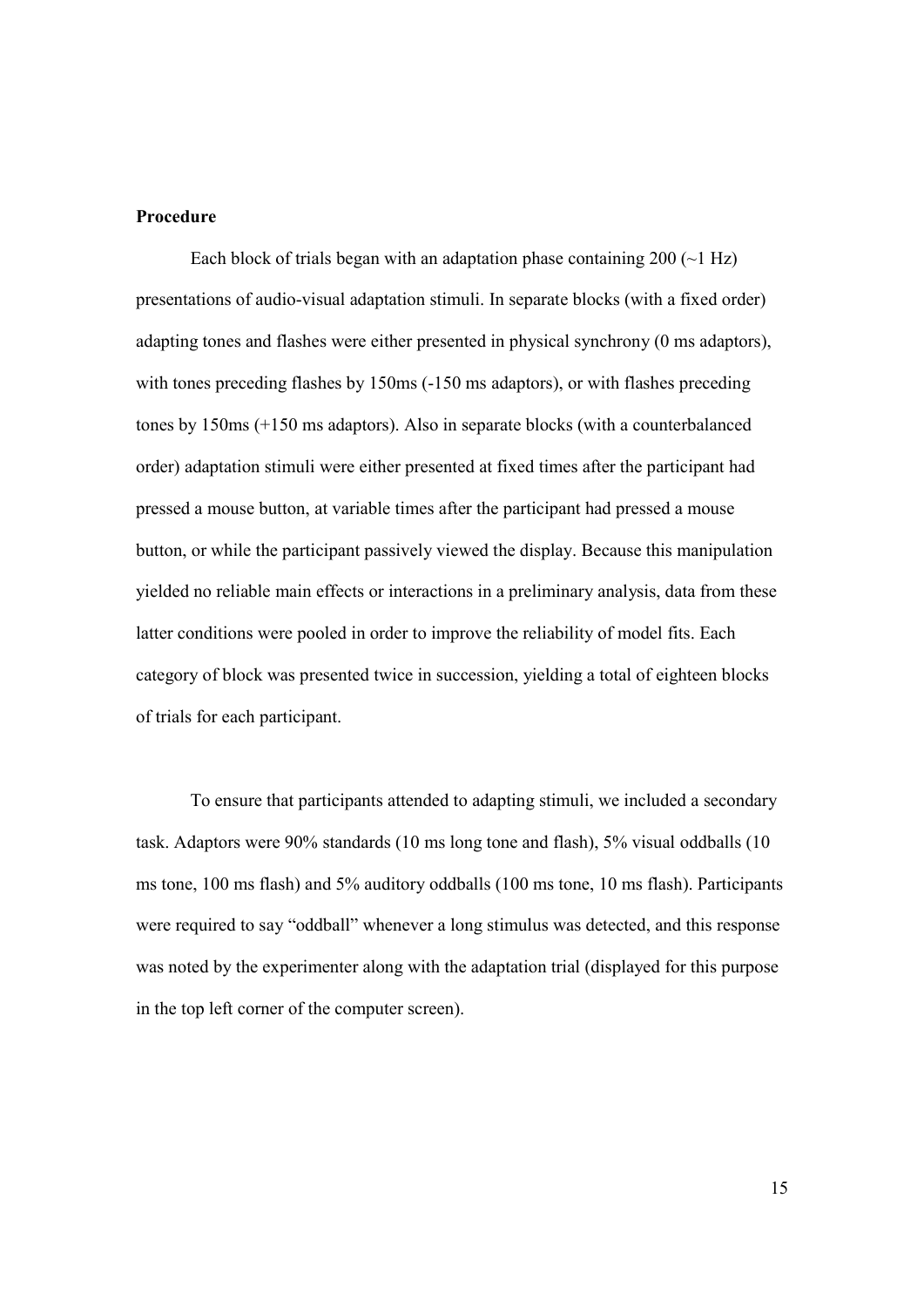**Procedure**

Each block of trials began with an adaptation phase containing 200 (~1 Hz) presentations of audio-visual adaptation stimuli. In separate blocks (with a fixed order) adapting tones and flashes were either presented in physical synchrony (0 ms adaptors), with tones preceding flashes by 150ms (-150 ms adaptors), or with flashes preceding tones by 150ms (+150 ms adaptors). Also in separate blocks (with a counterbalanced order) adaptation stimuli were either presented at fixed times after the participant had pressed a mouse button, at variable times after the participant had pressed a mouse button, or while the participant passively viewed the display. Because this manipulation yielded no reliable main effects or interactions in a preliminary analysis, data from these latter conditions were pooled in order to improve the reliability of model fits. Each category of block was presented twice in succession, yielding a total of eighteen blocks of trials for each participant.

To ensure that participants attended to adapting stimuli, we included a secondary task. Adaptors were 90% standards (10 ms long tone and flash), 5% visual oddballs (10 ms tone, 100 ms flash) and 5% auditory oddballs (100 ms tone, 10 ms flash). Participants were required to say "oddball" whenever a long stimulus was detected, and this response was noted by the experimenter along with the adaptation trial (displayed for this purpose in the top left corner of the computer screen).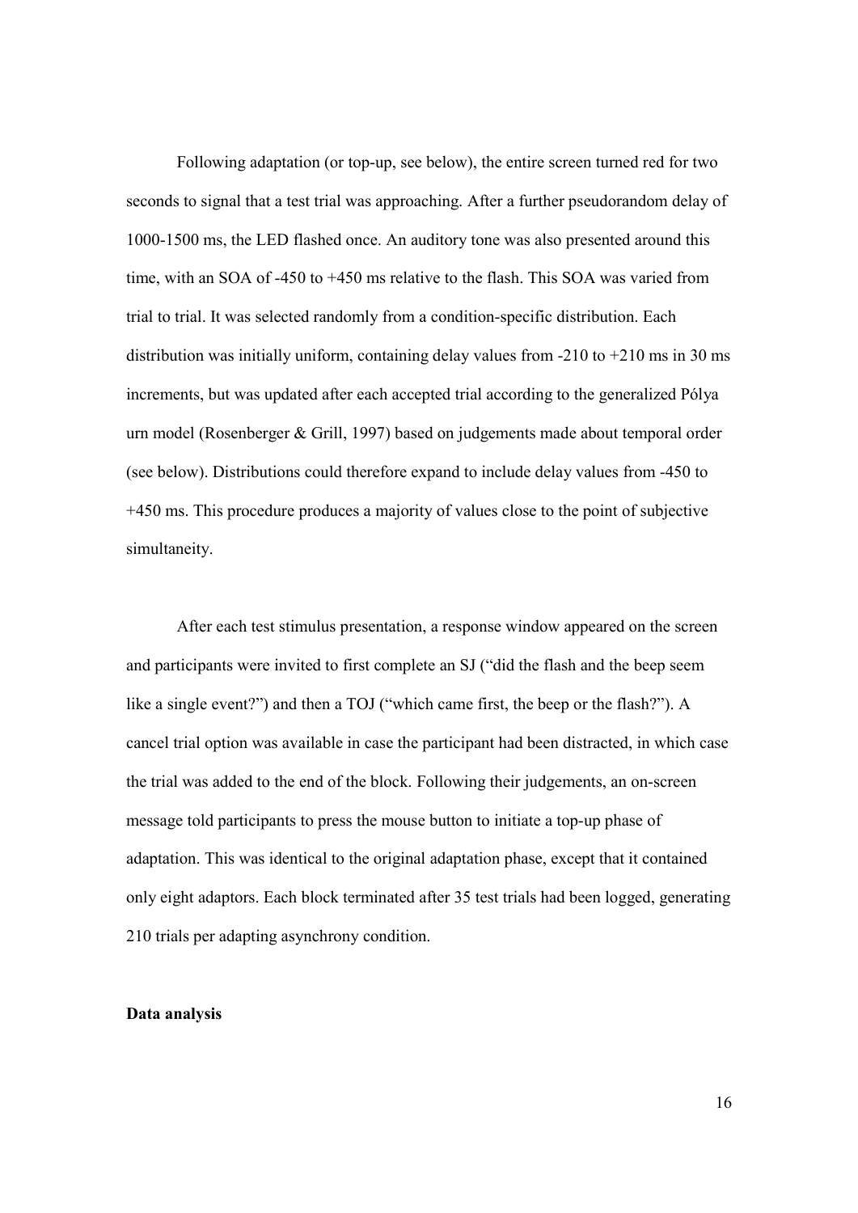Following adaptation (or top-up, see below), the entire screen turned red for two seconds to signal that a test trial was approaching. After a further pseudorandom delay of 1000-1500 ms, the LED flashed once. An auditory tone was also presented around this time, with an SOA of -450 to +450 ms relative to the flash. This SOA was varied from trial to trial. It was selected randomly from a condition-specific distribution. Each distribution was initially uniform, containing delay values from -210 to +210 ms in 30 ms increments, but was updated after each accepted trial according to the generalized Pólya urn model (Rosenberger & Grill, 1997) based on judgements made about temporal order (see below). Distributions could therefore expand to include delay values from -450 to +450 ms. This procedure produces a majority of values close to the point of subjective simultaneity.

After each test stimulus presentation, a response window appeared on the screen and participants were invited to first complete an SJ ("did the flash and the beep seem like a single event?") and then a TOJ ("which came first, the beep or the flash?"). A cancel trial option was available in case the participant had been distracted, in which case the trial was added to the end of the block. Following their judgements, an on-screen message told participants to press the mouse button to initiate a top-up phase of adaptation. This was identical to the original adaptation phase, except that it contained only eight adaptors. Each block terminated after 35 test trials had been logged, generating 210 trials per adapting asynchrony condition.

**Data analysis**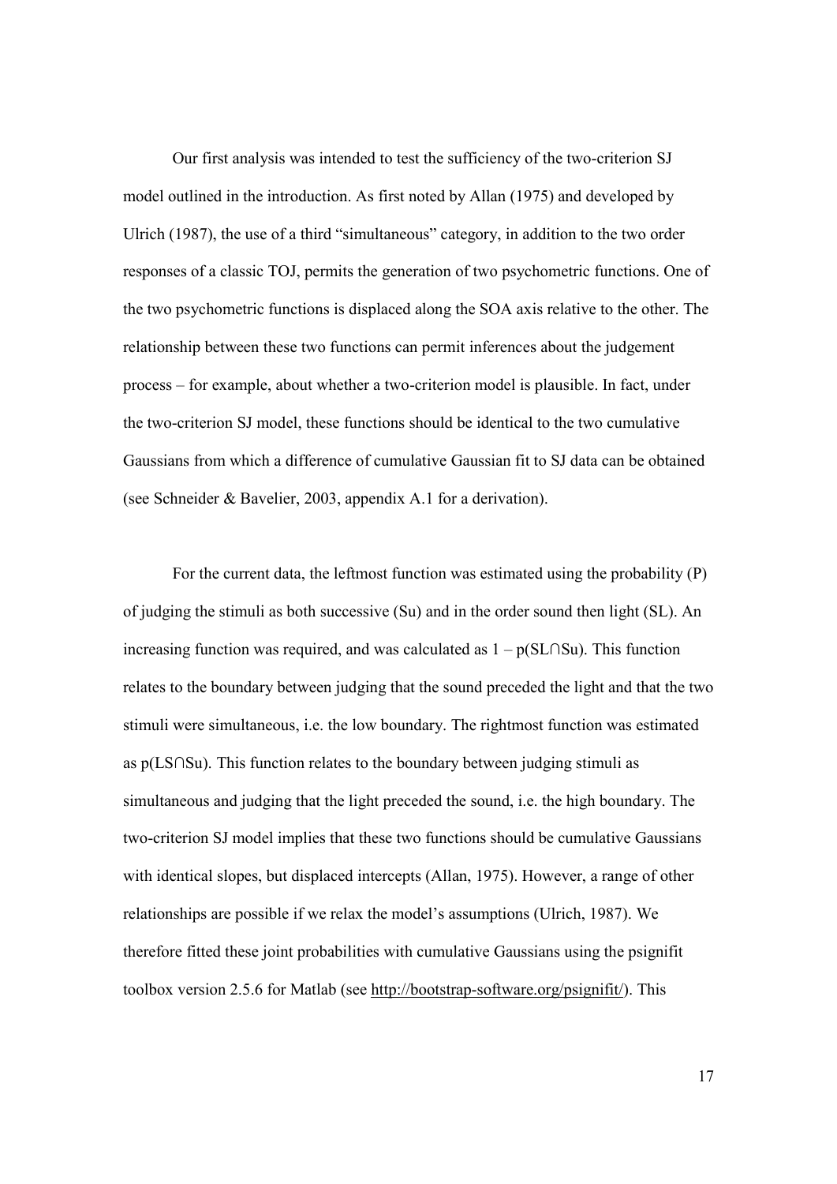Our first analysis was intended to test the sufficiency of the two-criterion SJ model outlined in the introduction. As first noted by Allan (1975) and developed by Ulrich (1987), the use of a third "simultaneous" category, in addition to the two order responses of a classic TOJ, permits the generation of two psychometric functions. One of the two psychometric functions is displaced along the SOA axis relative to the other. The relationship between these two functions can permit inferences about the judgement process – for example, about whether a two-criterion model is plausible. In fact, under the two-criterion SJ model, these functions should be identical to the two cumulative Gaussians from which a difference of cumulative Gaussian fit to SJ data can be obtained (see Schneider & Bavelier, 2003, appendix A.1 for a derivation).

For the current data, the leftmost function was estimated using the probability (P) of judging the stimuli as both successive (Su) and in the order sound then light (SL). An increasing function was required, and was calculated as $1 - p(SL \cap Su)$. This function relates to the boundary between judging that the sound preceded the light and that the two stimuli were simultaneous, i.e. the low boundary. The rightmost function was estimated as $p(LS \cap Su)$. This function relates to the boundary between judging stimuli as simultaneous and judging that the light preceded the sound, i.e. the high boundary. The two-criterion SJ model implies that these two functions should be cumulative Gaussians with identical slopes, but displaced intercepts (Allan, 1975). However, a range of other relationships are possible if we relax the model's assumptions (Ulrich, 1987). We therefore fitted these joint probabilities with cumulative Gaussians using the psignifit toolbox version 2.5.6 for Matlab (see http://bootstrap-software.org/psignifit/). This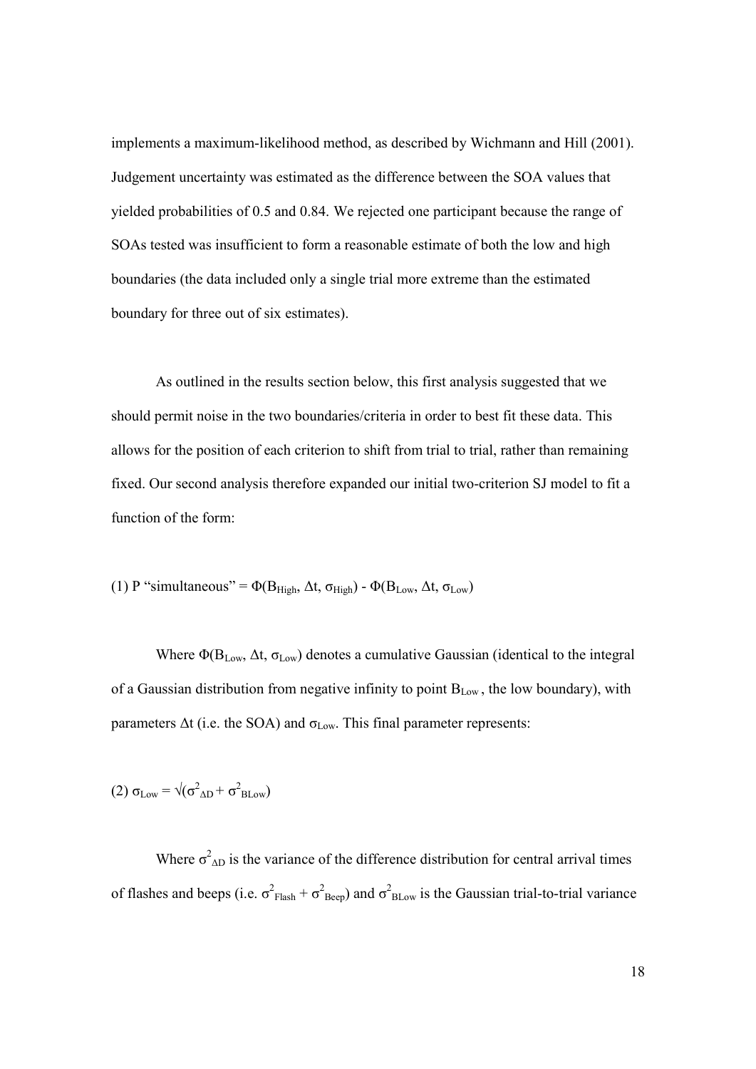implements a maximum-likelihood method, as described by Wichmann and Hill (2001). Judgement uncertainty was estimated as the difference between the SOA values that yielded probabilities of 0.5 and 0.84. We rejected one participant because the range of SOAs tested was insufficient to form a reasonable estimate of both the low and high boundaries (the data included only a single trial more extreme than the estimated boundary for three out of six estimates).

As outlined in the results section below, this first analysis suggested that we should permit noise in the two boundaries/criteria in order to best fit these data. This allows for the position of each criterion to shift from trial to trial, rather than remaining fixed. Our second analysis therefore expanded our initial two-criterion SJ model to fit a function of the form:

(1) P "simultaneous" = $\Phi(B_{High}, \Delta t, \sigma_{High}) - \Phi(B_{Low}, \Delta t, \sigma_{Low})$

Where $\Phi(B_{Low}, \Delta t, \sigma_{Low})$ denotes a cumulative Gaussian (identical to the integral of a Gaussian distribution from negative infinity to point $B_{Low}$, the low boundary), with parameters $\Delta t$ (i.e. the SOA) and $\sigma_{Low}$. This final parameter represents:

(2) $\sigma_{Low} = \sqrt{(\sigma^2_{\Delta D} + \sigma^2_{BLow})}$

Where $\sigma^2_{\Delta D}$ is the variance of the difference distribution for central arrival times of flashes and beeps (i.e. $\sigma^2_{Flash} + \sigma^2_{Beep}$) and $\sigma^2_{BLow}$ is the Gaussian trial-to-trial variance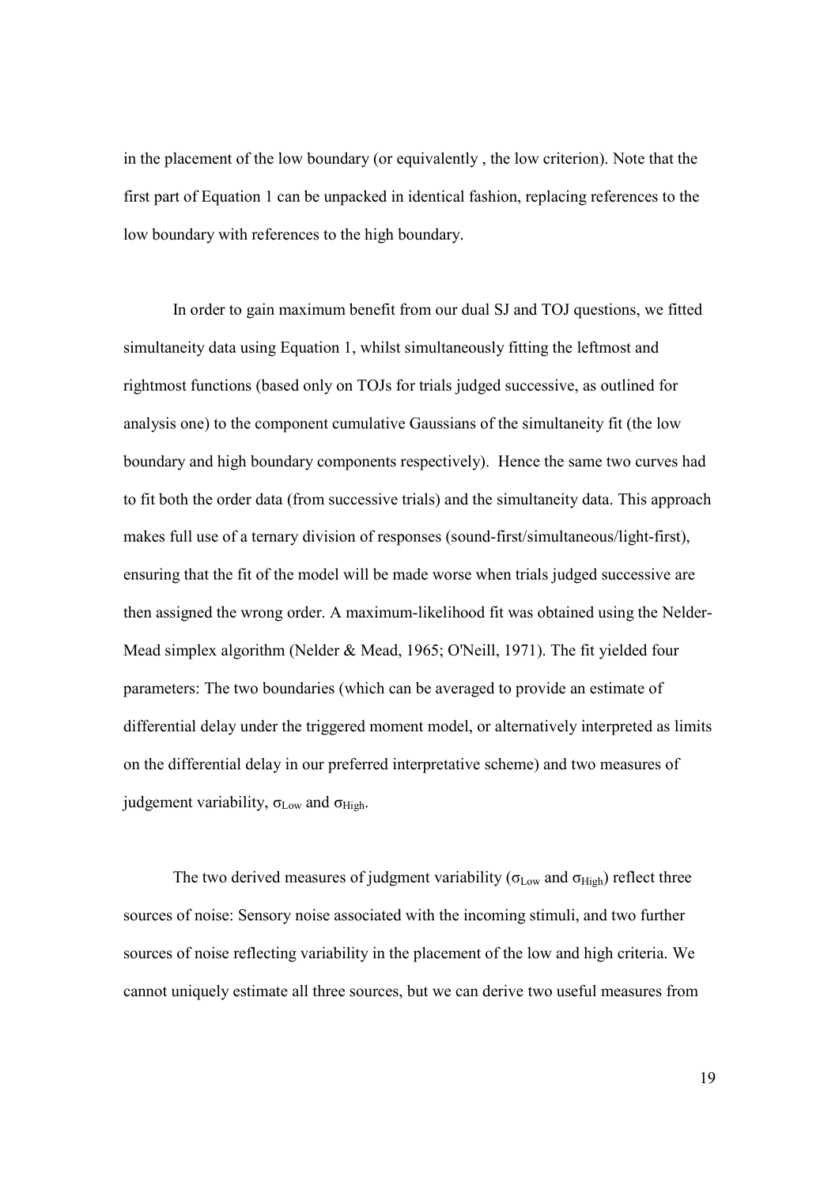in the placement of the low boundary (or equivalently , the low criterion). Note that the first part of Equation 1 can be unpacked in identical fashion, replacing references to the low boundary with references to the high boundary.

In order to gain maximum benefit from our dual SJ and TOJ questions, we fitted simultaneity data using Equation 1, whilst simultaneously fitting the leftmost and rightmost functions (based only on TOJs for trials judged successive, as outlined for analysis one) to the component cumulative Gaussians of the simultaneity fit (the low boundary and high boundary components respectively). Hence the same two curves had to fit both the order data (from successive trials) and the simultaneity data. This approach makes full use of a ternary division of responses (sound-first/simultaneous/light-first), ensuring that the fit of the model will be made worse when trials judged successive are then assigned the wrong order. A maximum-likelihood fit was obtained using the Nelder-Mead simplex algorithm (Nelder & Mead, 1965; O'Neill, 1971). The fit yielded four parameters: The two boundaries (which can be averaged to provide an estimate of differential delay under the triggered moment model, or alternatively interpreted as limits on the differential delay in our preferred interpretative scheme) and two measures of judgement variability, $\sigma_{Low}$ and $\sigma_{High}$.

The two derived measures of judgment variability ($\sigma_{Low}$ and $\sigma_{High}$) reflect three sources of noise: Sensory noise associated with the incoming stimuli, and two further sources of noise reflecting variability in the placement of the low and high criteria. We cannot uniquely estimate all three sources, but we can derive two useful measures from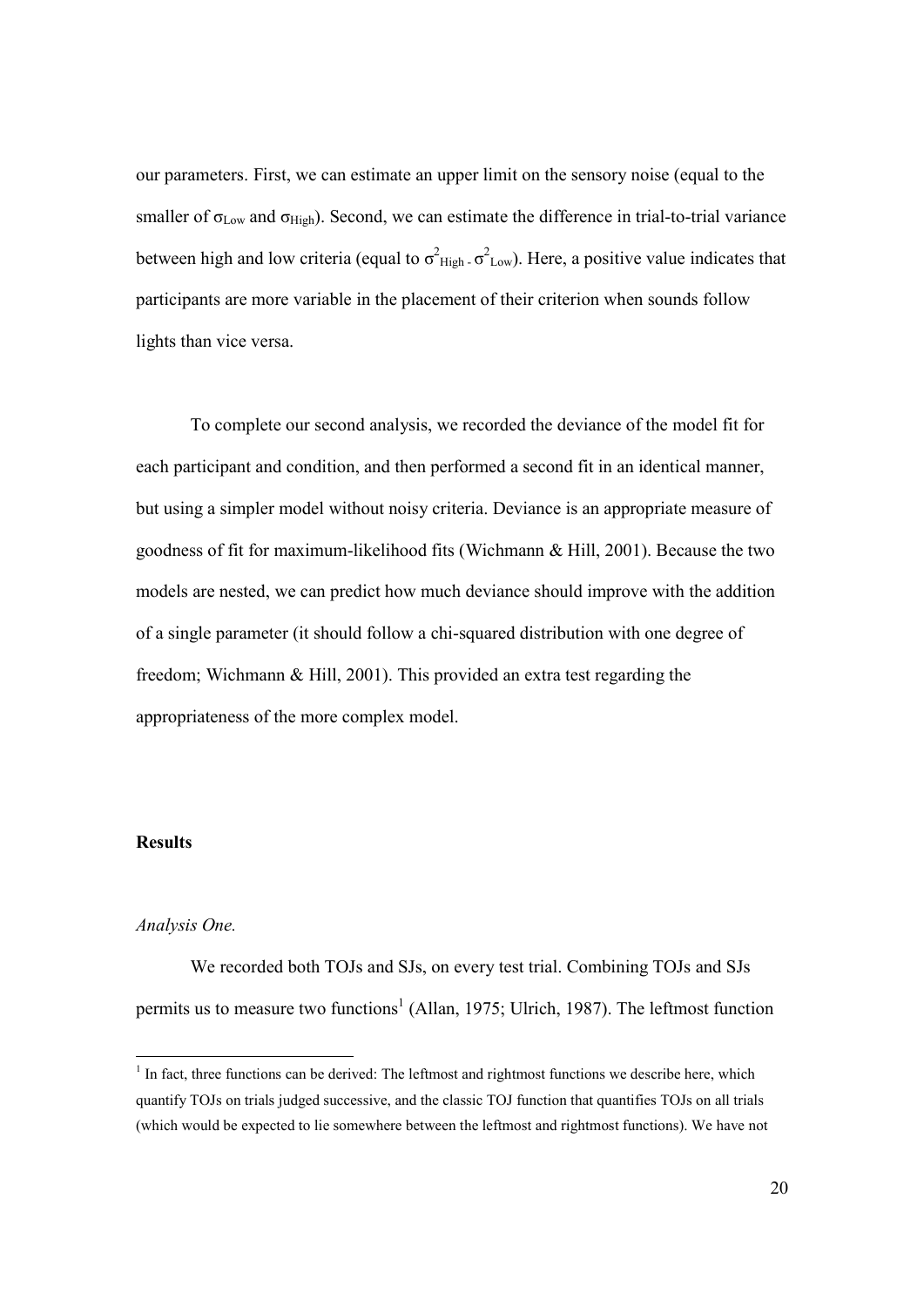our parameters. First, we can estimate an upper limit on the sensory noise (equal to the smaller of $\sigma_{Low}$ and $\sigma_{High}$). Second, we can estimate the difference in trial-to-trial variance between high and low criteria (equal to $\sigma^2_{High} - \sigma^2_{Low}$). Here, a positive value indicates that participants are more variable in the placement of their criterion when sounds follow lights than vice versa.

To complete our second analysis, we recorded the deviance of the model fit for each participant and condition, and then performed a second fit in an identical manner, but using a simpler model without noisy criteria. Deviance is an appropriate measure of goodness of fit for maximum-likelihood fits (Wichmann & Hill, 2001). Because the two models are nested, we can predict how much deviance should improve with the addition of a single parameter (it should follow a chi-squared distribution with one degree of freedom; Wichmann & Hill, 2001). This provided an extra test regarding the appropriateness of the more complex model.

## Results

### *Analysis One.*

We recorded both TOJs and SJs, on every test trial. Combining TOJs and SJs permits us to measure two functions[1] (Allan, 1975; Ulrich, 1987). The leftmost function

[1] In fact, three functions can be derived: The leftmost and rightmost functions we describe here, which quantify TOJs on trials judged successive, and the classic TOJ function that quantifies TOJs on all trials (which would be expected to lie somewhere between the leftmost and rightmost functions). We have not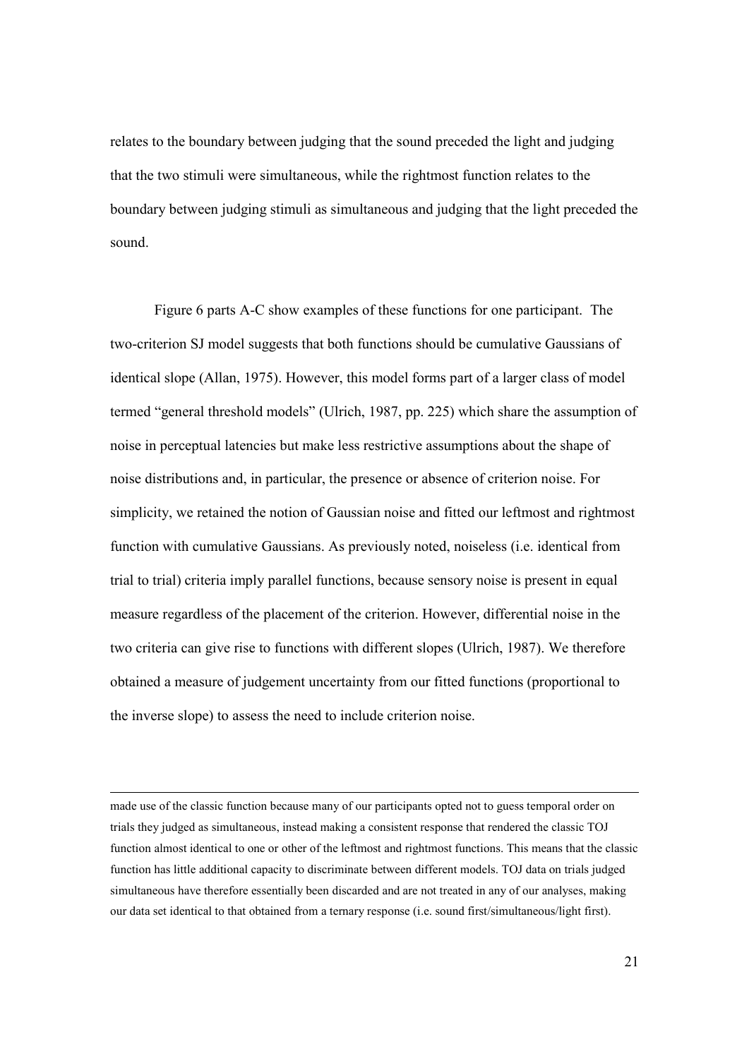relates to the boundary between judging that the sound preceded the light and judging that the two stimuli were simultaneous, while the rightmost function relates to the boundary between judging stimuli as simultaneous and judging that the light preceded the sound.

Figure 6 parts A-C show examples of these functions for one participant. The two-criterion SJ model suggests that both functions should be cumulative Gaussians of identical slope (Allan, 1975). However, this model forms part of a larger class of model termed "general threshold models" (Ulrich, 1987, pp. 225) which share the assumption of noise in perceptual latencies but make less restrictive assumptions about the shape of noise distributions and, in particular, the presence or absence of criterion noise. For simplicity, we retained the notion of Gaussian noise and fitted our leftmost and rightmost function with cumulative Gaussians. As previously noted, noiseless (i.e. identical from trial to trial) criteria imply parallel functions, because sensory noise is present in equal measure regardless of the placement of the criterion. However, differential noise in the two criteria can give rise to functions with different slopes (Ulrich, 1987). We therefore obtained a measure of judgement uncertainty from our fitted functions (proportional to the inverse slope) to assess the need to include criterion noise.

---

made use of the classic function because many of our participants opted not to guess temporal order on trials they judged as simultaneous, instead making a consistent response that rendered the classic TOJ function almost identical to one or other of the leftmost and rightmost functions. This means that the classic function has little additional capacity to discriminate between different models. TOJ data on trials judged simultaneous have therefore essentially been discarded and are not treated in any of our analyses, making our data set identical to that obtained from a ternary response (i.e. sound first/simultaneous/light first).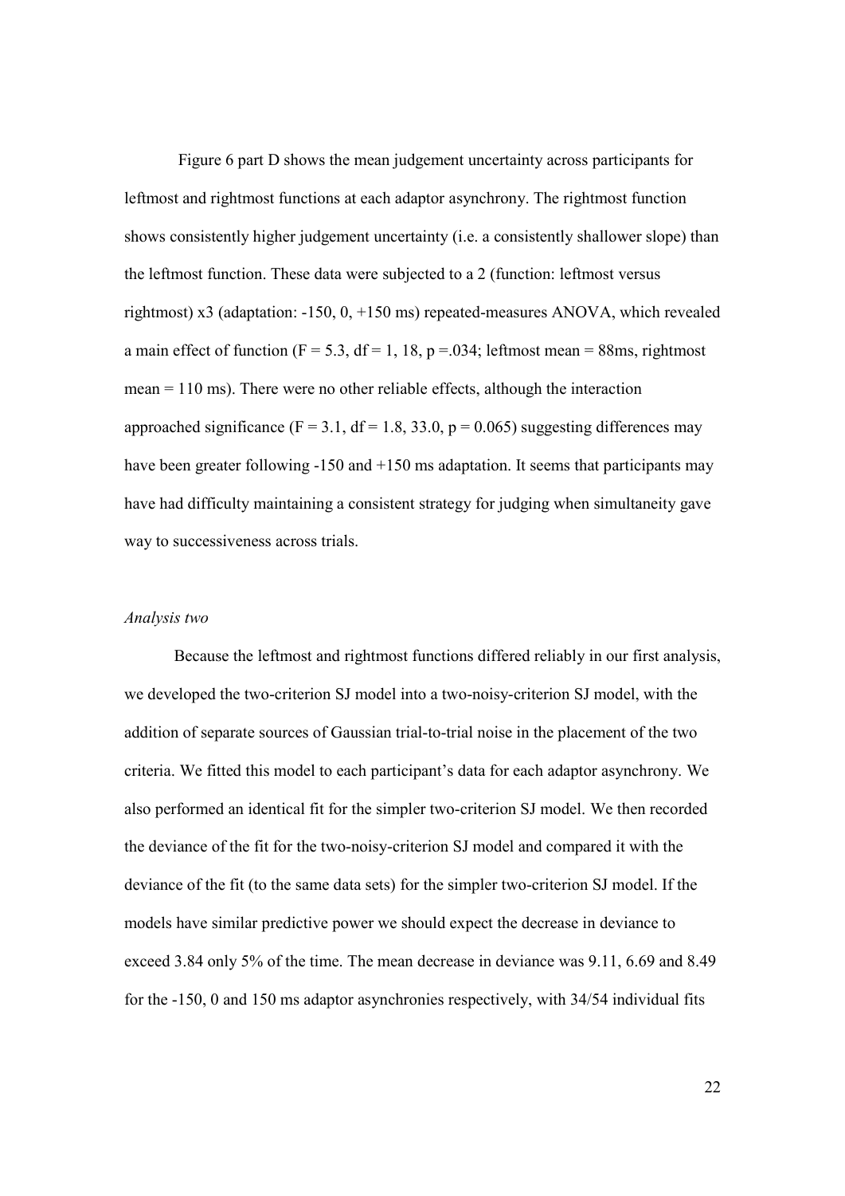Figure 6 part D shows the mean judgement uncertainty across participants for leftmost and rightmost functions at each adaptor asynchrony. The rightmost function shows consistently higher judgement uncertainty (i.e. a consistently shallower slope) than the leftmost function. These data were subjected to a 2 (function: leftmost versus rightmost) x3 (adaptation: -150, 0, +150 ms) repeated-measures ANOVA, which revealed a main effect of function ($F = 5.3$, $df = 1, 18$, $p = .034$; leftmost mean = 88ms, rightmost mean = 110 ms). There were no other reliable effects, although the interaction approached significance ($F = 3.1$, $df = 1.8, 33.0$, $p = 0.065$) suggesting differences may have been greater following -150 and +150 ms adaptation. It seems that participants may have had difficulty maintaining a consistent strategy for judging when simultaneity gave way to successiveness across trials.

*Analysis two*

Because the leftmost and rightmost functions differed reliably in our first analysis, we developed the two-criterion SJ model into a two-noisy-criterion SJ model, with the addition of separate sources of Gaussian trial-to-trial noise in the placement of the two criteria. We fitted this model to each participant's data for each adaptor asynchrony. We also performed an identical fit for the simpler two-criterion SJ model. We then recorded the deviance of the fit for the two-noisy-criterion SJ model and compared it with the deviance of the fit (to the same data sets) for the simpler two-criterion SJ model. If the models have similar predictive power we should expect the decrease in deviance to exceed 3.84 only 5% of the time. The mean decrease in deviance was 9.11, 6.69 and 8.49 for the -150, 0 and 150 ms adaptor asynchronies respectively, with 34/54 individual fits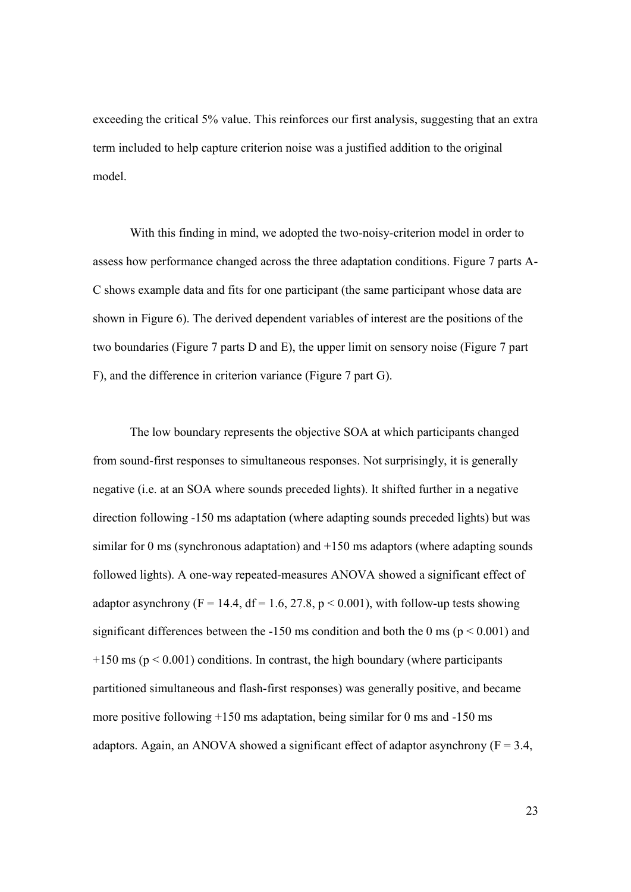exceeding the critical 5% value. This reinforces our first analysis, suggesting that an extra term included to help capture criterion noise was a justified addition to the original model.

With this finding in mind, we adopted the two-noisy-criterion model in order to assess how performance changed across the three adaptation conditions. Figure 7 parts A-C shows example data and fits for one participant (the same participant whose data are shown in Figure 6). The derived dependent variables of interest are the positions of the two boundaries (Figure 7 parts D and E), the upper limit on sensory noise (Figure 7 part F), and the difference in criterion variance (Figure 7 part G).

The low boundary represents the objective SOA at which participants changed from sound-first responses to simultaneous responses. Not surprisingly, it is generally negative (i.e. at an SOA where sounds preceded lights). It shifted further in a negative direction following -150 ms adaptation (where adapting sounds preceded lights) but was similar for 0 ms (synchronous adaptation) and +150 ms adaptors (where adapting sounds followed lights). A one-way repeated-measures ANOVA showed a significant effect of adaptor asynchrony ($F = 14.4$, $df = 1.6, 27.8$, $p < 0.001$), with follow-up tests showing significant differences between the -150 ms condition and both the 0 ms ($p < 0.001$) and +150 ms ($p < 0.001$) conditions. In contrast, the high boundary (where participants partitioned simultaneous and flash-first responses) was generally positive, and became more positive following +150 ms adaptation, being similar for 0 ms and -150 ms adaptors. Again, an ANOVA showed a significant effect of adaptor asynchrony ($F = 3.4$,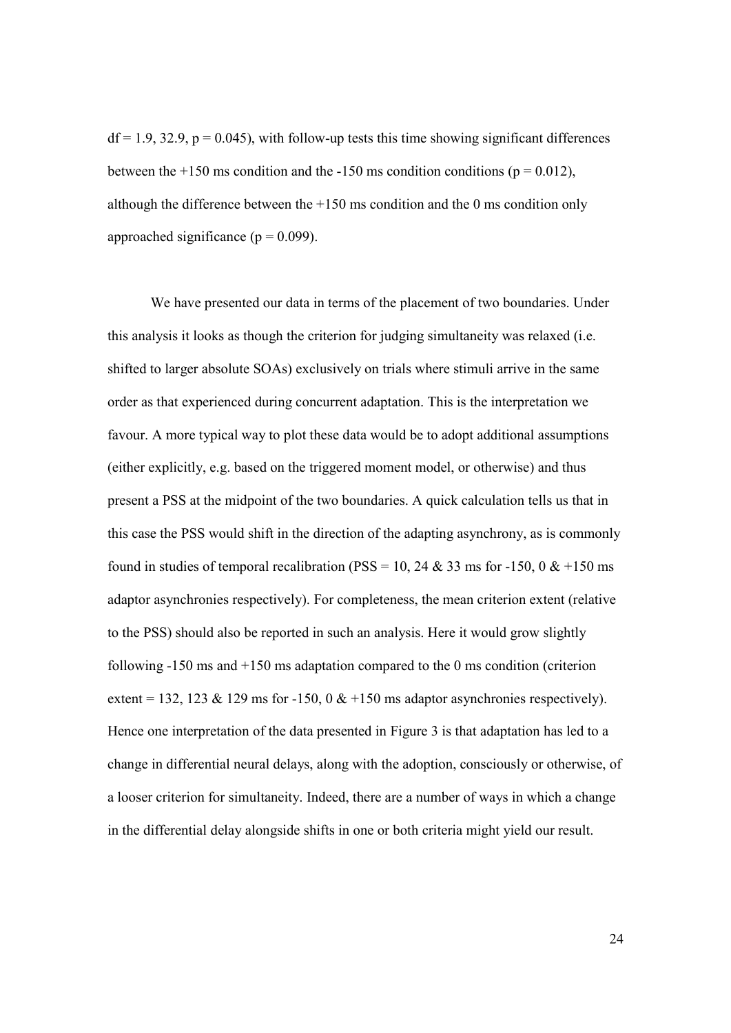$df = 1.9, 32.9, p = 0.045$), with follow-up tests this time showing significant differences between the +150 ms condition and the -150 ms condition conditions ($p = 0.012$), although the difference between the +150 ms condition and the 0 ms condition only approached significance ($p = 0.099$).

We have presented our data in terms of the placement of two boundaries. Under this analysis it looks as though the criterion for judging simultaneity was relaxed (i.e. shifted to larger absolute SOAs) exclusively on trials where stimuli arrive in the same order as that experienced during concurrent adaptation. This is the interpretation we favour. A more typical way to plot these data would be to adopt additional assumptions (either explicitly, e.g. based on the triggered moment model, or otherwise) and thus present a PSS at the midpoint of the two boundaries. A quick calculation tells us that in this case the PSS would shift in the direction of the adapting asynchrony, as is commonly found in studies of temporal recalibration (PSS = 10, 24 & 33 ms for -150, 0 & +150 ms adaptor asynchronies respectively). For completeness, the mean criterion extent (relative to the PSS) should also be reported in such an analysis. Here it would grow slightly following -150 ms and +150 ms adaptation compared to the 0 ms condition (criterion extent = 132, 123 & 129 ms for -150, 0 & +150 ms adaptor asynchronies respectively). Hence one interpretation of the data presented in Figure 3 is that adaptation has led to a change in differential neural delays, along with the adoption, consciously or otherwise, of a looser criterion for simultaneity. Indeed, there are a number of ways in which a change in the differential delay alongside shifts in one or both criteria might yield our result.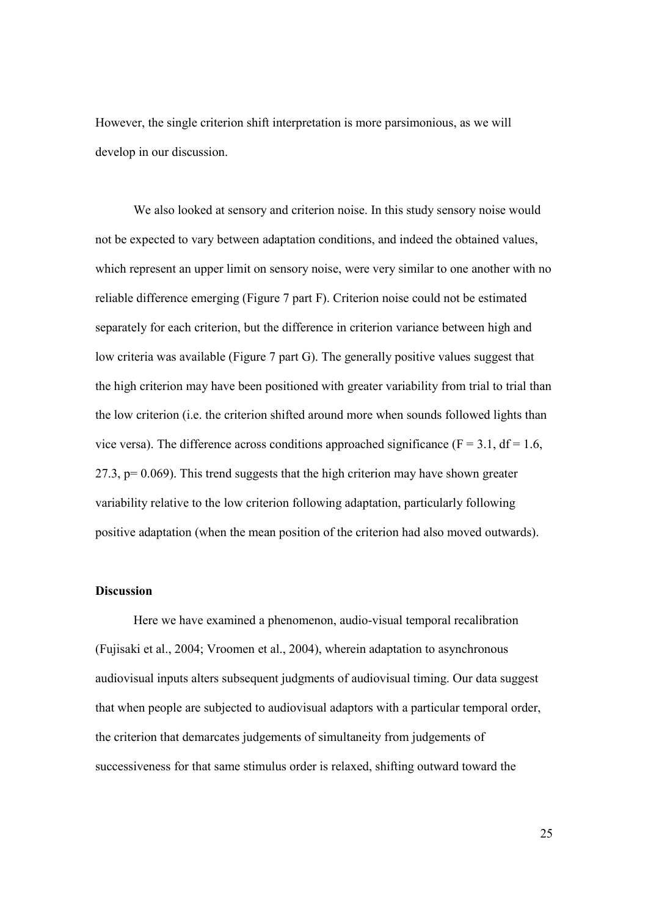However, the single criterion shift interpretation is more parsimonious, as we will develop in our discussion.

We also looked at sensory and criterion noise. In this study sensory noise would not be expected to vary between adaptation conditions, and indeed the obtained values, which represent an upper limit on sensory noise, were very similar to one another with no reliable difference emerging (Figure 7 part F). Criterion noise could not be estimated separately for each criterion, but the difference in criterion variance between high and low criteria was available (Figure 7 part G). The generally positive values suggest that the high criterion may have been positioned with greater variability from trial to trial than the low criterion (i.e. the criterion shifted around more when sounds followed lights than vice versa). The difference across conditions approached significance ($F = 3.1$, $df = 1.6, 27.3$, $p = 0.069$). This trend suggests that the high criterion may have shown greater variability relative to the low criterion following adaptation, particularly following positive adaptation (when the mean position of the criterion had also moved outwards).

### Discussion

Here we have examined a phenomenon, audio-visual temporal recalibration (Fujisaki et al., 2004; Vroomen et al., 2004), wherein adaptation to asynchronous audiovisual inputs alters subsequent judgments of audiovisual timing. Our data suggest that when people are subjected to audiovisual adaptors with a particular temporal order, the criterion that demarcates judgements of simultaneity from judgements of successiveness for that same stimulus order is relaxed, shifting outward toward the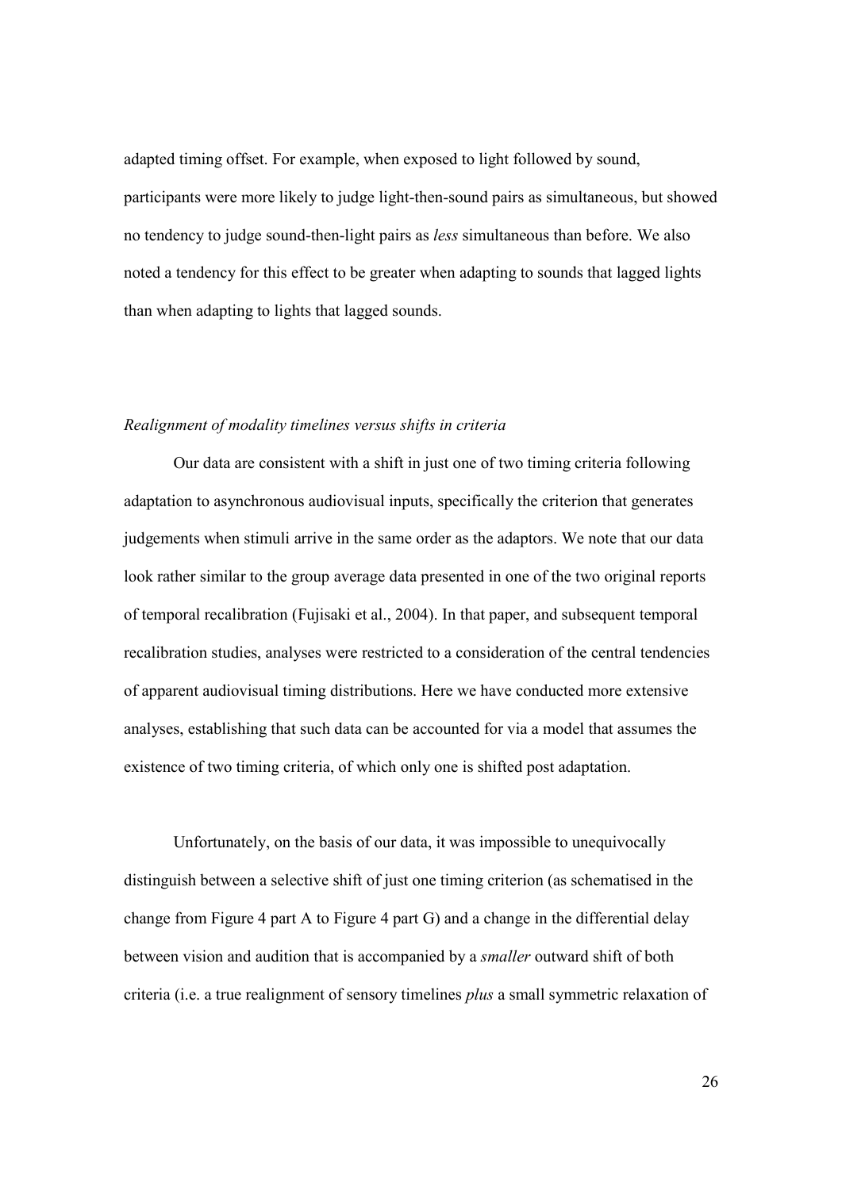adapted timing offset. For example, when exposed to light followed by sound, participants were more likely to judge light-then-sound pairs as simultaneous, but showed no tendency to judge sound-then-light pairs as *less* simultaneous than before. We also noted a tendency for this effect to be greater when adapting to sounds that lagged lights than when adapting to lights that lagged sounds.

### *Realignment of modality timelines versus shifts in criteria*

Our data are consistent with a shift in just one of two timing criteria following adaptation to asynchronous audiovisual inputs, specifically the criterion that generates judgements when stimuli arrive in the same order as the adaptors. We note that our data look rather similar to the group average data presented in one of the two original reports of temporal recalibration (Fujisaki et al., 2004). In that paper, and subsequent temporal recalibration studies, analyses were restricted to a consideration of the central tendencies of apparent audiovisual timing distributions. Here we have conducted more extensive analyses, establishing that such data can be accounted for via a model that assumes the existence of two timing criteria, of which only one is shifted post adaptation.

Unfortunately, on the basis of our data, it was impossible to unequivocally distinguish between a selective shift of just one timing criterion (as schematised in the change from Figure 4 part A to Figure 4 part G) and a change in the differential delay between vision and audition that is accompanied by a *smaller* outward shift of both criteria (i.e. a true realignment of sensory timelines *plus* a small symmetric relaxation of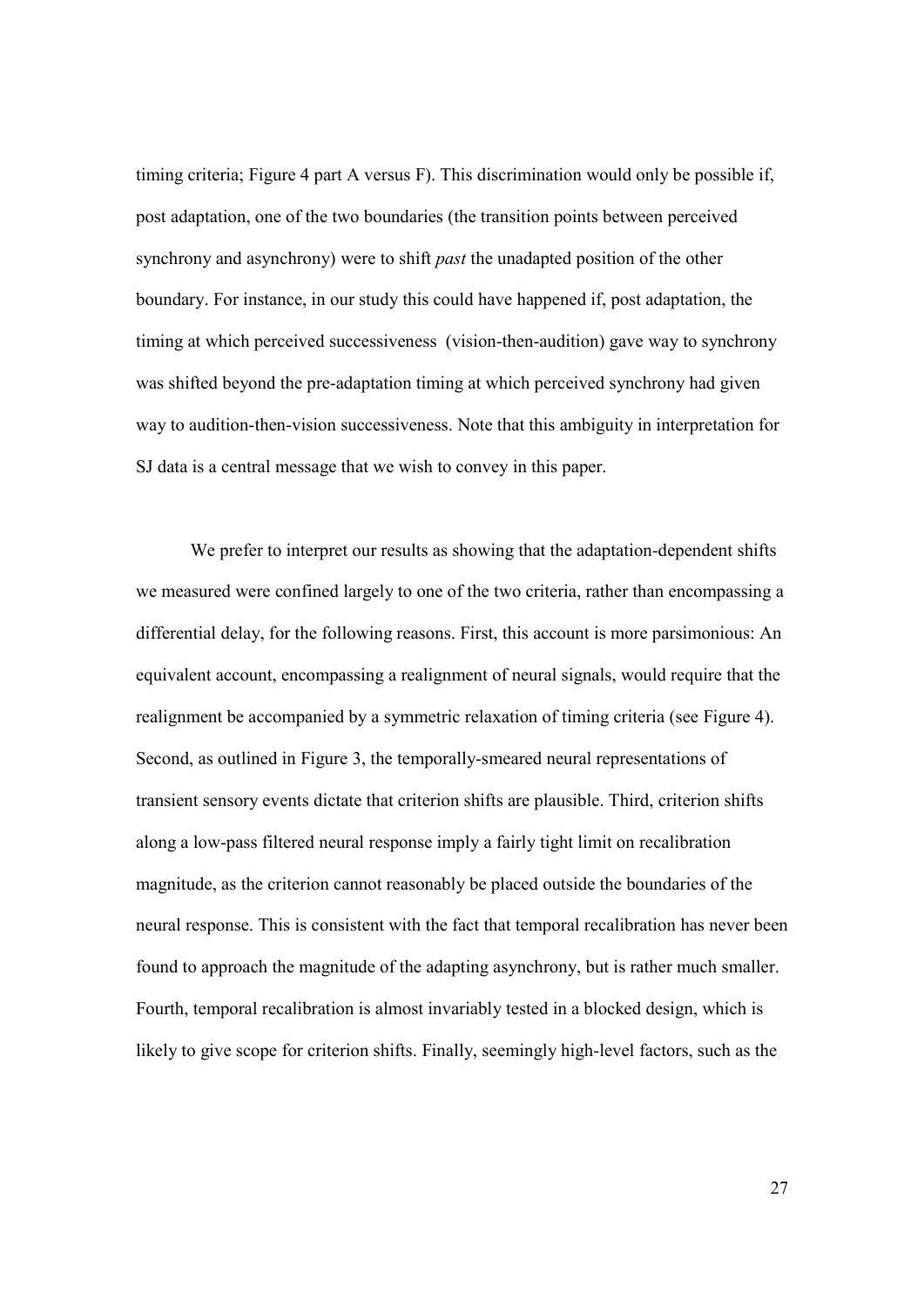timing criteria; Figure 4 part A versus F). This discrimination would only be possible if, post adaptation, one of the two boundaries (the transition points between perceived synchrony and asynchrony) were to shift *past* the unadapted position of the other boundary. For instance, in our study this could have happened if, post adaptation, the timing at which perceived successiveness (vision-then-audition) gave way to synchrony was shifted beyond the pre-adaptation timing at which perceived synchrony had given way to audition-then-vision successiveness. Note that this ambiguity in interpretation for SJ data is a central message that we wish to convey in this paper.

We prefer to interpret our results as showing that the adaptation-dependent shifts we measured were confined largely to one of the two criteria, rather than encompassing a differential delay, for the following reasons. First, this account is more parsimonious: An equivalent account, encompassing a realignment of neural signals, would require that the realignment be accompanied by a symmetric relaxation of timing criteria (see Figure 4). Second, as outlined in Figure 3, the temporally-smeared neural representations of transient sensory events dictate that criterion shifts are plausible. Third, criterion shifts along a low-pass filtered neural response imply a fairly tight limit on recalibration magnitude, as the criterion cannot reasonably be placed outside the boundaries of the neural response. This is consistent with the fact that temporal recalibration has never been found to approach the magnitude of the adapting asynchrony, but is rather much smaller. Fourth, temporal recalibration is almost invariably tested in a blocked design, which is likely to give scope for criterion shifts. Finally, seemingly high-level factors, such as the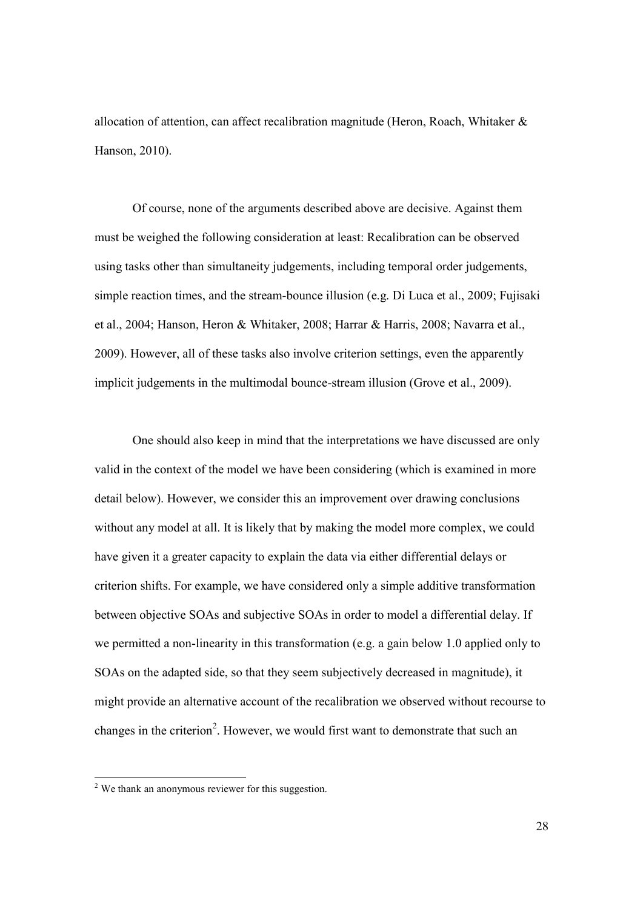allocation of attention, can affect recalibration magnitude (Heron, Roach, Whitaker & Hanson, 2010).

Of course, none of the arguments described above are decisive. Against them must be weighed the following consideration at least: Recalibration can be observed using tasks other than simultaneity judgements, including temporal order judgements, simple reaction times, and the stream-bounce illusion (e.g. Di Luca et al., 2009; Fujisaki et al., 2004; Hanson, Heron & Whitaker, 2008; Harrar & Harris, 2008; Navarra et al., 2009). However, all of these tasks also involve criterion settings, even the apparently implicit judgements in the multimodal bounce-stream illusion (Grove et al., 2009).

One should also keep in mind that the interpretations we have discussed are only valid in the context of the model we have been considering (which is examined in more detail below). However, we consider this an improvement over drawing conclusions without any model at all. It is likely that by making the model more complex, we could have given it a greater capacity to explain the data via either differential delays or criterion shifts. For example, we have considered only a simple additive transformation between objective SOAs and subjective SOAs in order to model a differential delay. If we permitted a non-linearity in this transformation (e.g. a gain below 1.0 applied only to SOAs on the adapted side, so that they seem subjectively decreased in magnitude), it might provide an alternative account of the recalibration we observed without recourse to changes in the criterion[2]. However, we would first want to demonstrate that such an

[2] We thank an anonymous reviewer for this suggestion.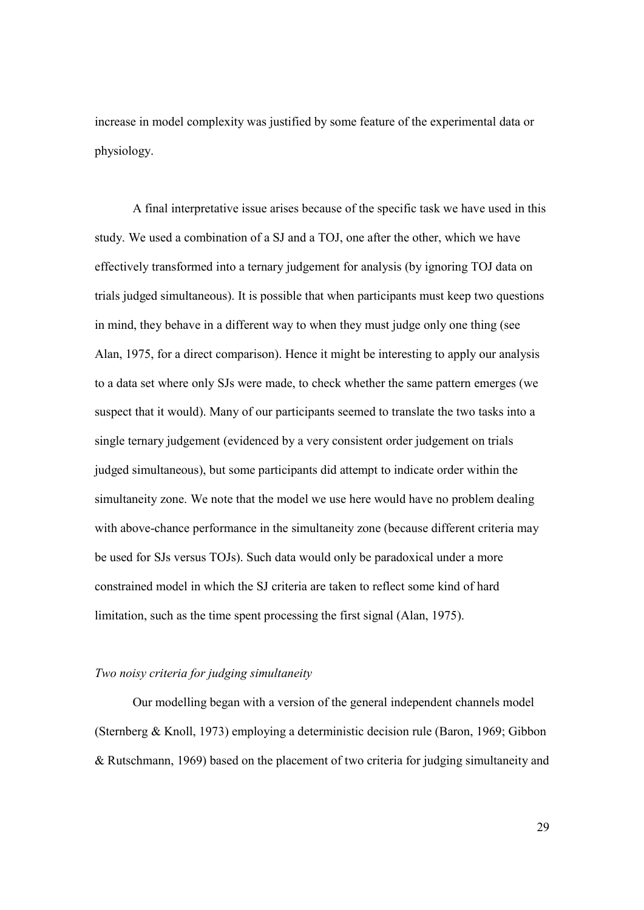increase in model complexity was justified by some feature of the experimental data or physiology.

A final interpretative issue arises because of the specific task we have used in this study. We used a combination of a SJ and a TOJ, one after the other, which we have effectively transformed into a ternary judgement for analysis (by ignoring TOJ data on trials judged simultaneous). It is possible that when participants must keep two questions in mind, they behave in a different way to when they must judge only one thing (see Alan, 1975, for a direct comparison). Hence it might be interesting to apply our analysis to a data set where only SJs were made, to check whether the same pattern emerges (we suspect that it would). Many of our participants seemed to translate the two tasks into a single ternary judgement (evidenced by a very consistent order judgement on trials judged simultaneous), but some participants did attempt to indicate order within the simultaneity zone. We note that the model we use here would have no problem dealing with above-chance performance in the simultaneity zone (because different criteria may be used for SJs versus TOJs). Such data would only be paradoxical under a more constrained model in which the SJ criteria are taken to reflect some kind of hard limitation, such as the time spent processing the first signal (Alan, 1975).

*Two noisy criteria for judging simultaneity*

Our modelling began with a version of the general independent channels model (Sternberg & Knoll, 1973) employing a deterministic decision rule (Baron, 1969; Gibbon & Rutschmann, 1969) based on the placement of two criteria for judging simultaneity and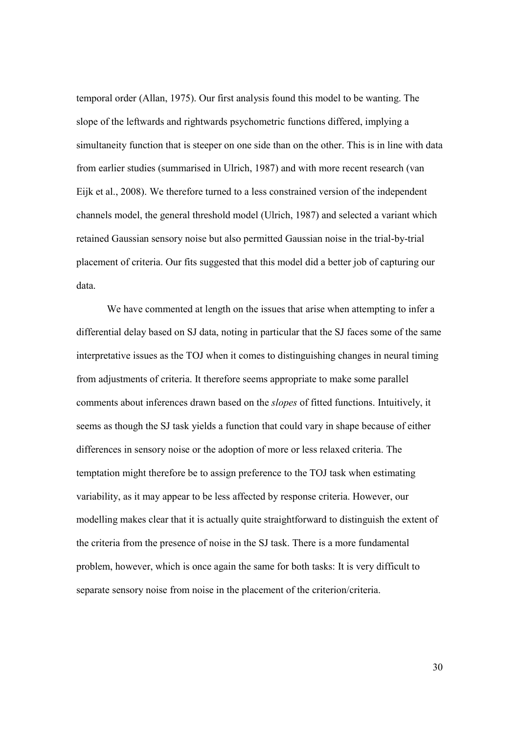temporal order (Allan, 1975). Our first analysis found this model to be wanting. The slope of the leftwards and rightwards psychometric functions differed, implying a simultaneity function that is steeper on one side than on the other. This is in line with data from earlier studies (summarised in Ulrich, 1987) and with more recent research (van Eijk et al., 2008). We therefore turned to a less constrained version of the independent channels model, the general threshold model (Ulrich, 1987) and selected a variant which retained Gaussian sensory noise but also permitted Gaussian noise in the trial-by-trial placement of criteria. Our fits suggested that this model did a better job of capturing our data.

We have commented at length on the issues that arise when attempting to infer a differential delay based on SJ data, noting in particular that the SJ faces some of the same interpretative issues as the TOJ when it comes to distinguishing changes in neural timing from adjustments of criteria. It therefore seems appropriate to make some parallel comments about inferences drawn based on the *slopes* of fitted functions. Intuitively, it seems as though the SJ task yields a function that could vary in shape because of either differences in sensory noise or the adoption of more or less relaxed criteria. The temptation might therefore be to assign preference to the TOJ task when estimating variability, as it may appear to be less affected by response criteria. However, our modelling makes clear that it is actually quite straightforward to distinguish the extent of the criteria from the presence of noise in the SJ task. There is a more fundamental problem, however, which is once again the same for both tasks: It is very difficult to separate sensory noise from noise in the placement of the criterion/criteria.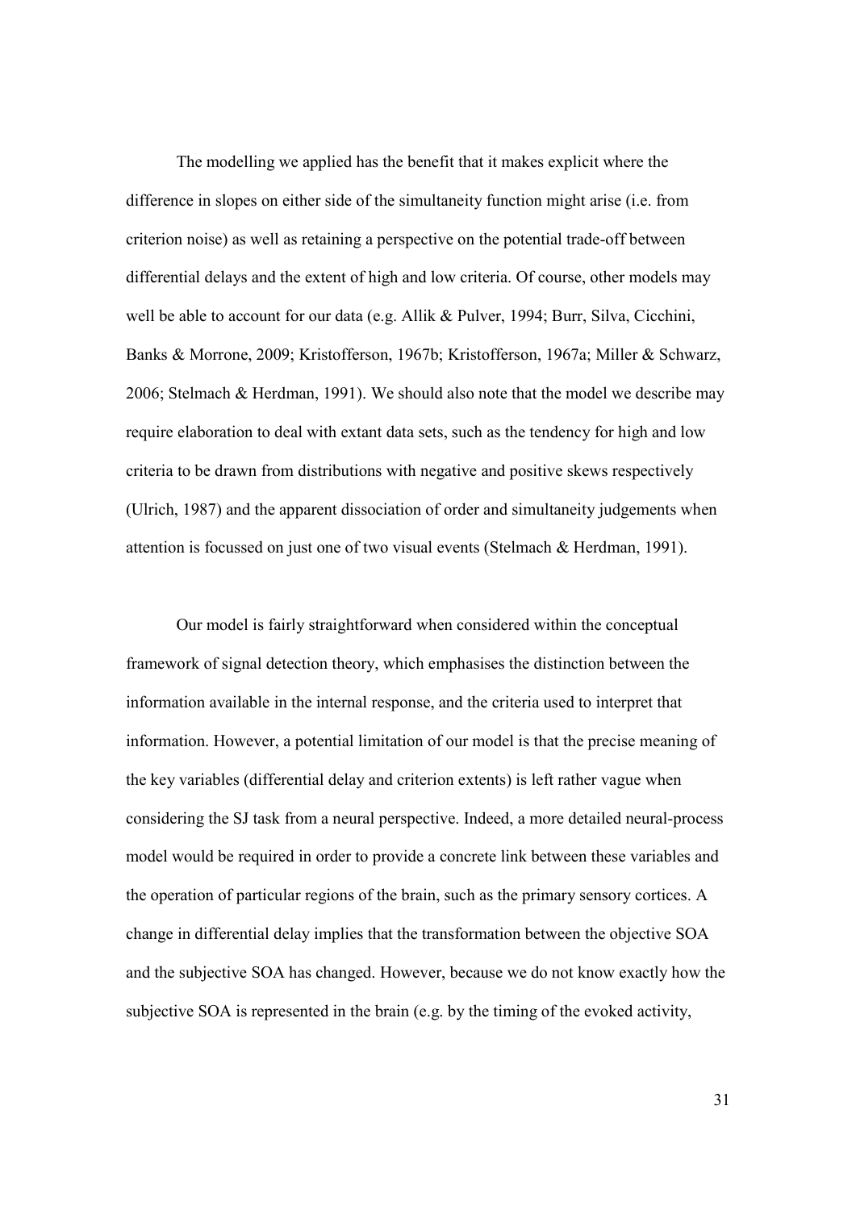The modelling we applied has the benefit that it makes explicit where the difference in slopes on either side of the simultaneity function might arise (i.e. from criterion noise) as well as retaining a perspective on the potential trade-off between differential delays and the extent of high and low criteria. Of course, other models may well be able to account for our data (e.g. Allik & Pulver, 1994; Burr, Silva, Cicchini, Banks & Morrone, 2009; Kristofferson, 1967b; Kristofferson, 1967a; Miller & Schwarz, 2006; Stelmach & Herdman, 1991). We should also note that the model we describe may require elaboration to deal with extant data sets, such as the tendency for high and low criteria to be drawn from distributions with negative and positive skews respectively (Ulrich, 1987) and the apparent dissociation of order and simultaneity judgements when attention is focussed on just one of two visual events (Stelmach & Herdman, 1991).

Our model is fairly straightforward when considered within the conceptual framework of signal detection theory, which emphasises the distinction between the information available in the internal response, and the criteria used to interpret that information. However, a potential limitation of our model is that the precise meaning of the key variables (differential delay and criterion extents) is left rather vague when considering the SJ task from a neural perspective. Indeed, a more detailed neural-process model would be required in order to provide a concrete link between these variables and the operation of particular regions of the brain, such as the primary sensory cortices. A change in differential delay implies that the transformation between the objective SOA and the subjective SOA has changed. However, because we do not know exactly how the subjective SOA is represented in the brain (e.g. by the timing of the evoked activity,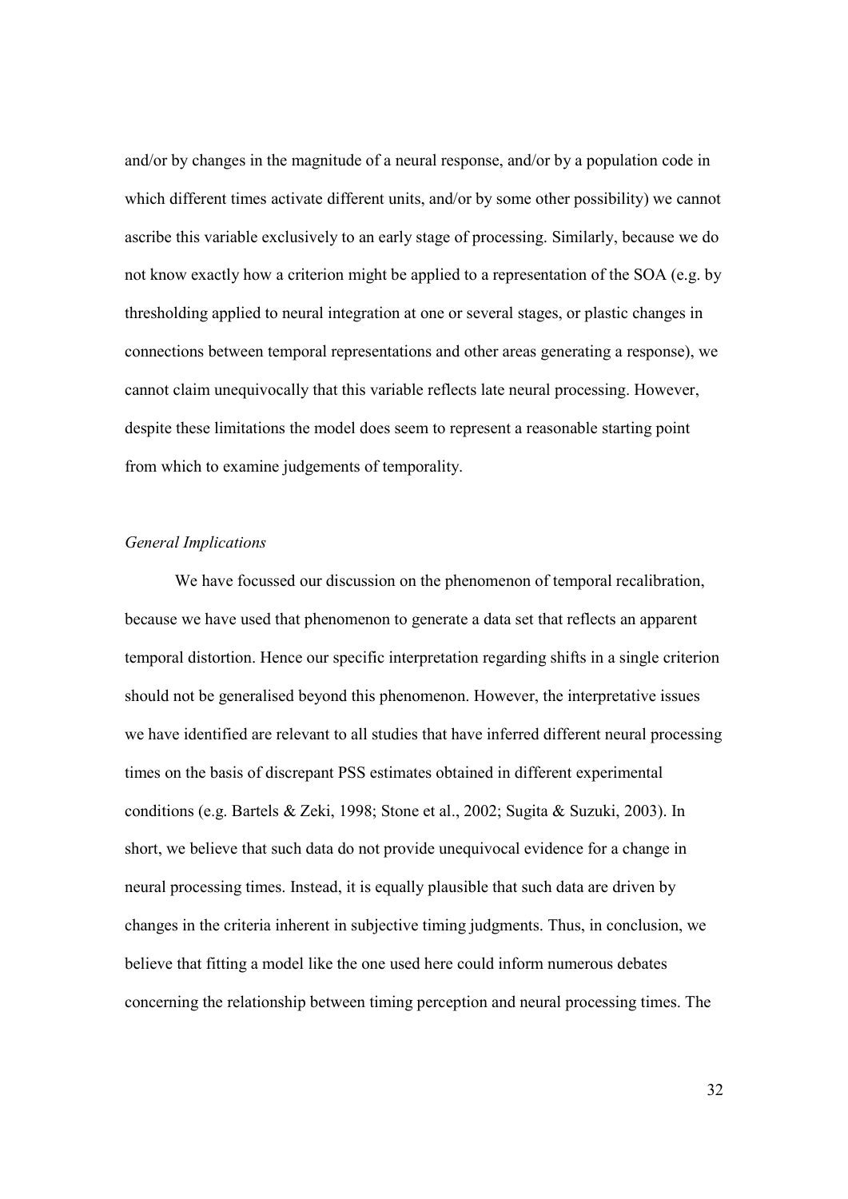and/or by changes in the magnitude of a neural response, and/or by a population code in which different times activate different units, and/or by some other possibility) we cannot ascribe this variable exclusively to an early stage of processing. Similarly, because we do not know exactly how a criterion might be applied to a representation of the SOA (e.g. by thresholding applied to neural integration at one or several stages, or plastic changes in connections between temporal representations and other areas generating a response), we cannot claim unequivocally that this variable reflects late neural processing. However, despite these limitations the model does seem to represent a reasonable starting point from which to examine judgements of temporality.

*General Implications*

We have focussed our discussion on the phenomenon of temporal recalibration, because we have used that phenomenon to generate a data set that reflects an apparent temporal distortion. Hence our specific interpretation regarding shifts in a single criterion should not be generalised beyond this phenomenon. However, the interpretative issues we have identified are relevant to all studies that have inferred different neural processing times on the basis of discrepant PSS estimates obtained in different experimental conditions (e.g. Bartels & Zeki, 1998; Stone et al., 2002; Sugita & Suzuki, 2003). In short, we believe that such data do not provide unequivocal evidence for a change in neural processing times. Instead, it is equally plausible that such data are driven by changes in the criteria inherent in subjective timing judgments. Thus, in conclusion, we believe that fitting a model like the one used here could inform numerous debates concerning the relationship between timing perception and neural processing times. The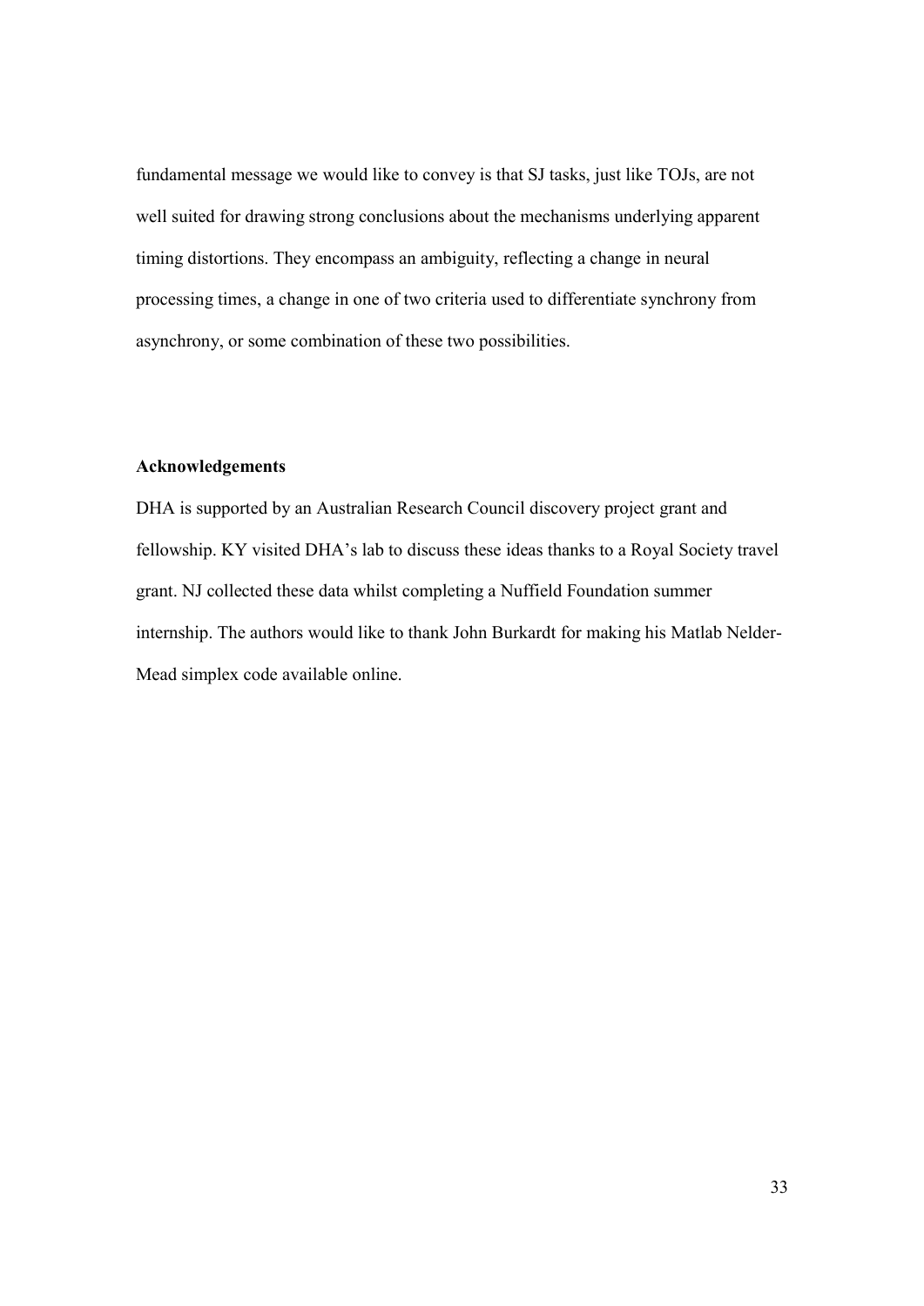fundamental message we would like to convey is that SJ tasks, just like TOJs, are not well suited for drawing strong conclusions about the mechanisms underlying apparent timing distortions. They encompass an ambiguity, reflecting a change in neural processing times, a change in one of two criteria used to differentiate synchrony from asynchrony, or some combination of these two possibilities.

**Acknowledgements**

DHA is supported by an Australian Research Council discovery project grant and fellowship. KY visited DHA's lab to discuss these ideas thanks to a Royal Society travel grant. NJ collected these data whilst completing a Nuffield Foundation summer internship. The authors would like to thank John Burkardt for making his Matlab Nelder-Mead simplex code available online.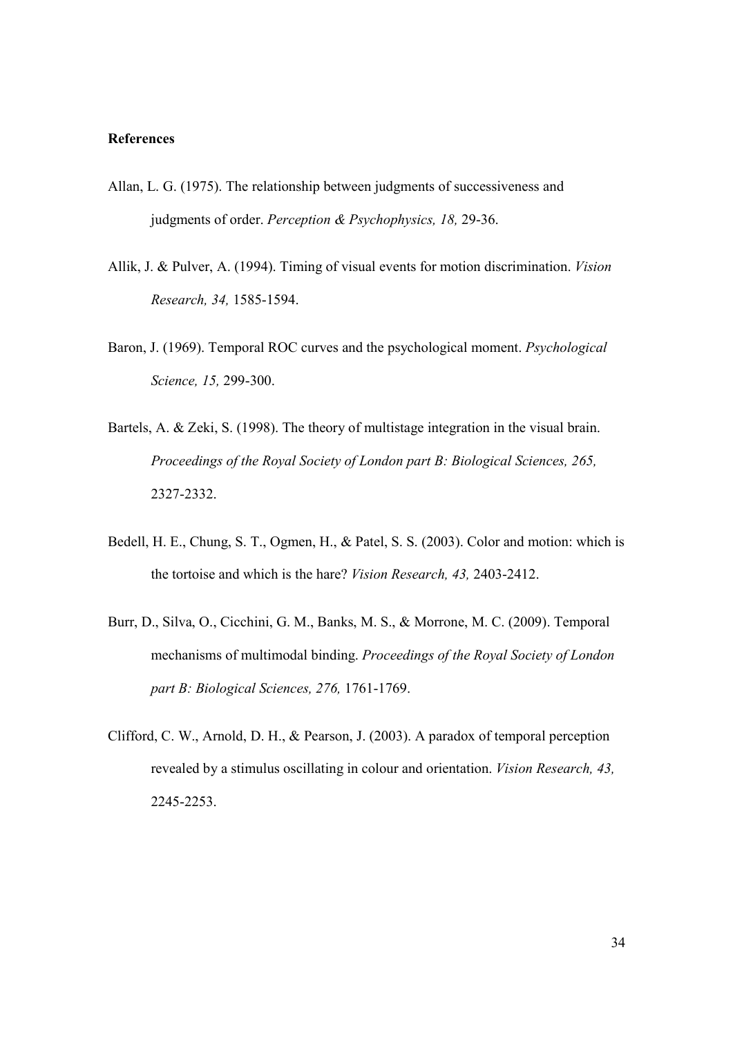## References

Allan, L. G. (1975). The relationship between judgments of successiveness and judgments of order. *Perception & Psychophysics, 18,* 29-36.

Allik, J. & Pulver, A. (1994). Timing of visual events for motion discrimination. *Vision Research, 34,* 1585-1594.

Baron, J. (1969). Temporal ROC curves and the psychological moment. *Psychological Science, 15,* 299-300.

Bartels, A. & Zeki, S. (1998). The theory of multistage integration in the visual brain. *Proceedings of the Royal Society of London part B: Biological Sciences, 265,* 2327-2332.

Bedell, H. E., Chung, S. T., Ogmen, H., & Patel, S. S. (2003). Color and motion: which is the tortoise and which is the hare? *Vision Research, 43,* 2403-2412.

Burr, D., Silva, O., Cicchini, G. M., Banks, M. S., & Morrone, M. C. (2009). Temporal mechanisms of multimodal binding. *Proceedings of the Royal Society of London part B: Biological Sciences, 276,* 1761-1769.

Clifford, C. W., Arnold, D. H., & Pearson, J. (2003). A paradox of temporal perception revealed by a stimulus oscillating in colour and orientation. *Vision Research, 43,* 2245-2253.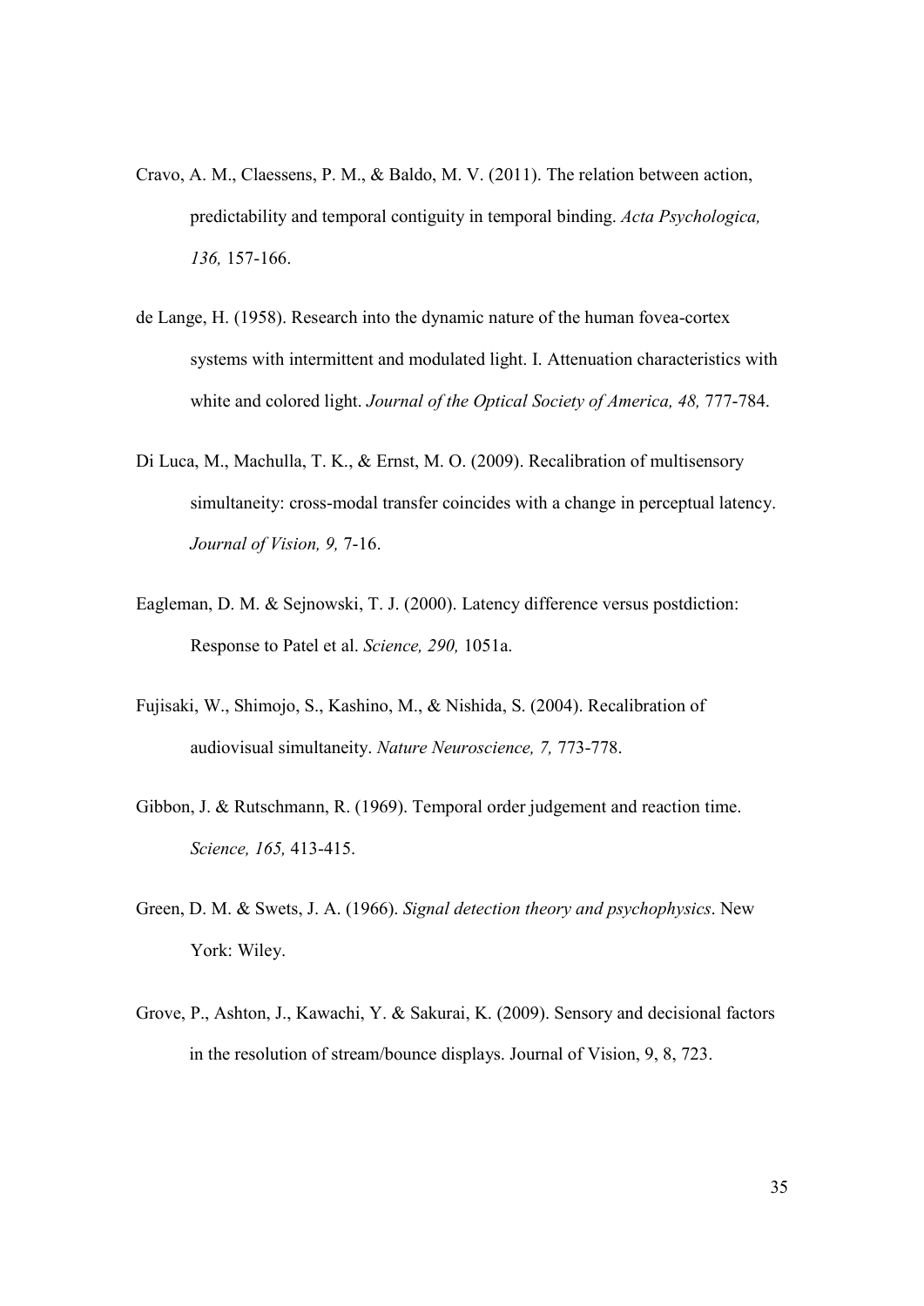Cravo, A. M., Claessens, P. M., & Baldo, M. V. (2011). The relation between action, predictability and temporal contiguity in temporal binding. *Acta Psychologica, 136,* 157-166.

de Lange, H. (1958). Research into the dynamic nature of the human fovea-cortex systems with intermittent and modulated light. I. Attenuation characteristics with white and colored light. *Journal of the Optical Society of America, 48,* 777-784.

Di Luca, M., Machulla, T. K., & Ernst, M. O. (2009). Recalibration of multisensory simultaneity: cross-modal transfer coincides with a change in perceptual latency. *Journal of Vision, 9,* 7-16.

Eagleman, D. M. & Sejnowski, T. J. (2000). Latency difference versus postdiction: Response to Patel et al. *Science, 290,* 1051a.

Fujisaki, W., Shimojo, S., Kashino, M., & Nishida, S. (2004). Recalibration of audiovisual simultaneity. *Nature Neuroscience, 7,* 773-778.

Gibbon, J. & Rutschmann, R. (1969). Temporal order judgement and reaction time. *Science, 165,* 413-415.

Green, D. M. & Swets, J. A. (1966). *Signal detection theory and psychophysics*. New York: Wiley.

Grove, P., Ashton, J., Kawachi, Y. & Sakurai, K. (2009). Sensory and decisional factors in the resolution of stream/bounce displays. Journal of Vision, 9, 8, 723.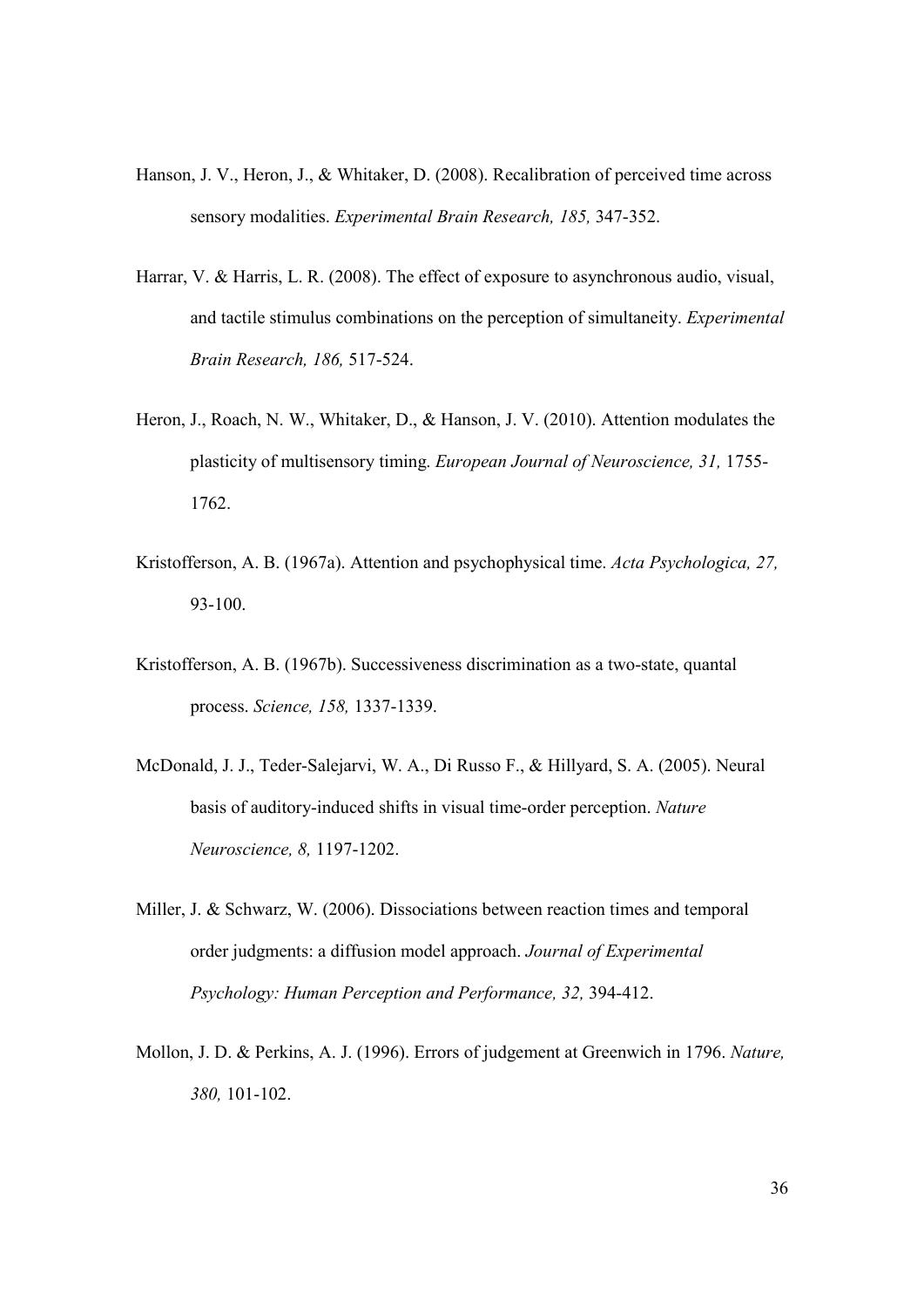Hanson, J. V., Heron, J., & Whitaker, D. (2008). Recalibration of perceived time across sensory modalities. *Experimental Brain Research, 185,* 347-352.

Harrar, V. & Harris, L. R. (2008). The effect of exposure to asynchronous audio, visual, and tactile stimulus combinations on the perception of simultaneity. *Experimental Brain Research, 186,* 517-524.

Heron, J., Roach, N. W., Whitaker, D., & Hanson, J. V. (2010). Attention modulates the plasticity of multisensory timing. *European Journal of Neuroscience, 31,* 1755-1762.

Kristofferson, A. B. (1967a). Attention and psychophysical time. *Acta Psychologica, 27,* 93-100.

Kristofferson, A. B. (1967b). Successiveness discrimination as a two-state, quantal process. *Science, 158,* 1337-1339.

McDonald, J. J., Teder-Salejarvi, W. A., Di Russo F., & Hillyard, S. A. (2005). Neural basis of auditory-induced shifts in visual time-order perception. *Nature Neuroscience, 8,* 1197-1202.

Miller, J. & Schwarz, W. (2006). Dissociations between reaction times and temporal order judgments: a diffusion model approach. *Journal of Experimental Psychology: Human Perception and Performance, 32,* 394-412.

Mollon, J. D. & Perkins, A. J. (1996). Errors of judgement at Greenwich in 1796. *Nature, 380,* 101-102.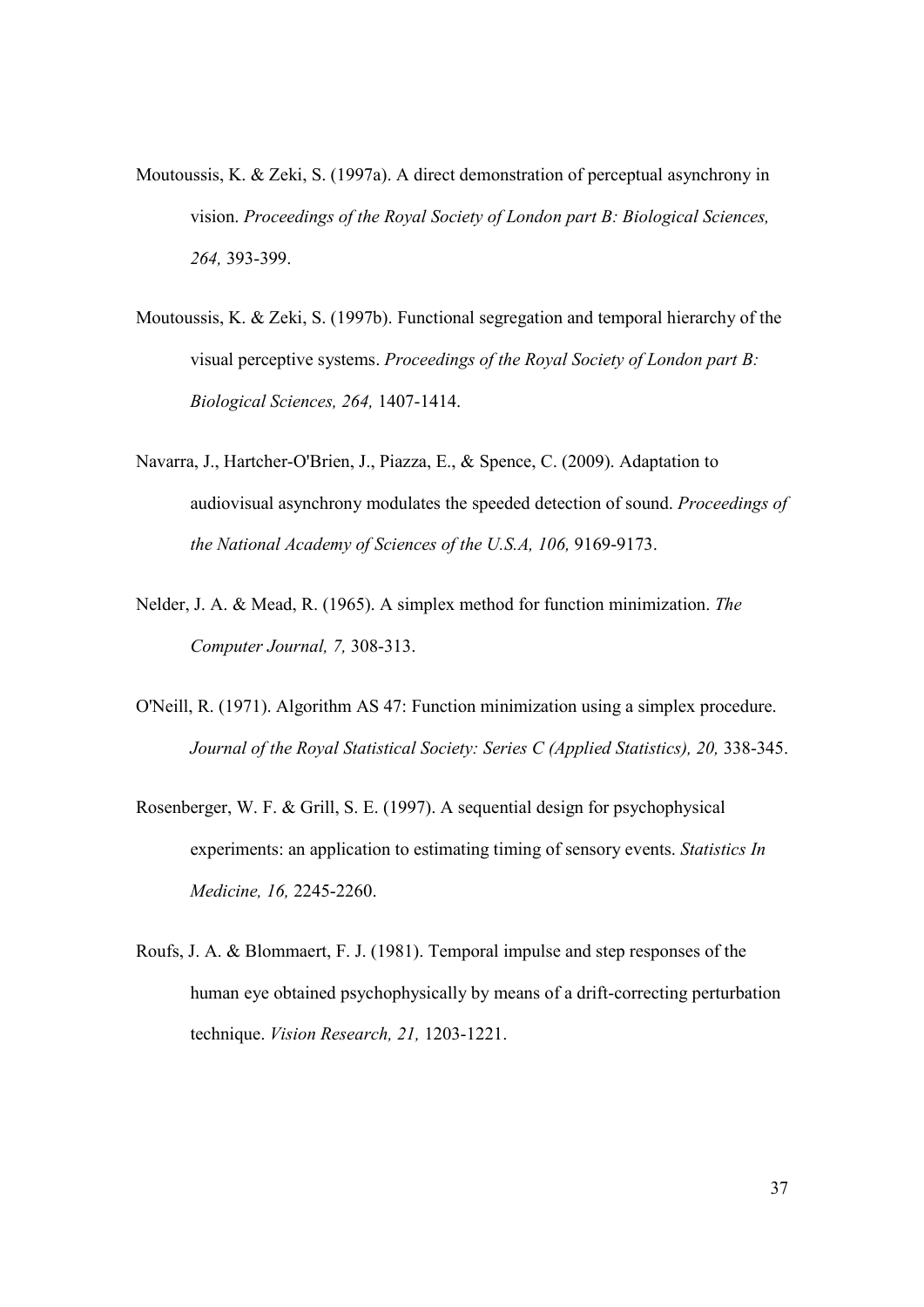Moutoussis, K. & Zeki, S. (1997a). A direct demonstration of perceptual asynchrony in vision. *Proceedings of the Royal Society of London part B: Biological Sciences, 264,* 393-399.

Moutoussis, K. & Zeki, S. (1997b). Functional segregation and temporal hierarchy of the visual perceptive systems. *Proceedings of the Royal Society of London part B: Biological Sciences, 264,* 1407-1414.

Navarra, J., Hartcher-O'Brien, J., Piazza, E., & Spence, C. (2009). Adaptation to audiovisual asynchrony modulates the speeded detection of sound. *Proceedings of the National Academy of Sciences of the U.S.A, 106,* 9169-9173.

Nelder, J. A. & Mead, R. (1965). A simplex method for function minimization. *The Computer Journal, 7,* 308-313.

O'Neill, R. (1971). Algorithm AS 47: Function minimization using a simplex procedure. *Journal of the Royal Statistical Society: Series C (Applied Statistics), 20,* 338-345.

Rosenberger, W. F. & Grill, S. E. (1997). A sequential design for psychophysical experiments: an application to estimating timing of sensory events. *Statistics In Medicine, 16,* 2245-2260.

Roufs, J. A. & Blommaert, F. J. (1981). Temporal impulse and step responses of the human eye obtained psychophysically by means of a drift-correcting perturbation technique. *Vision Research, 21,* 1203-1221.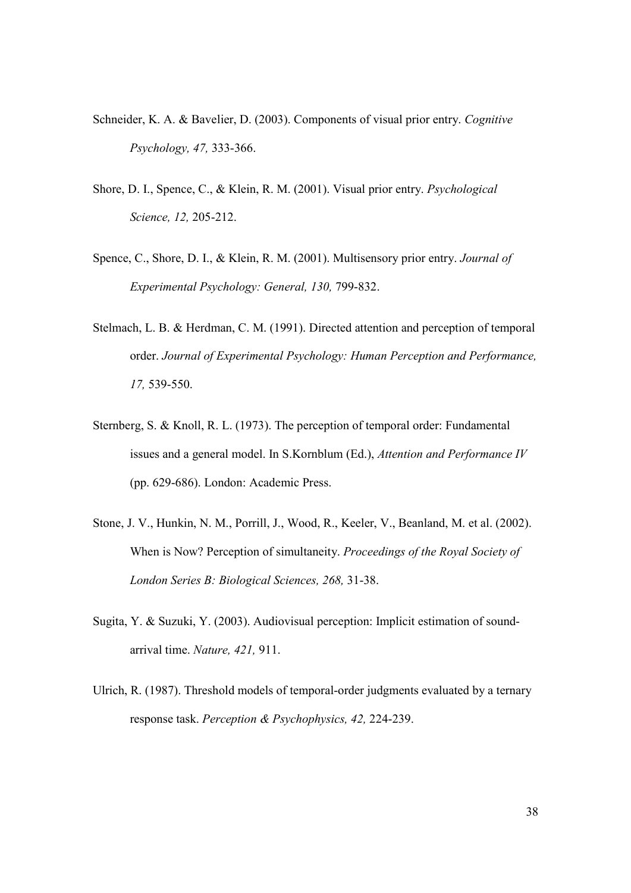Schneider, K. A. & Bavelier, D. (2003). Components of visual prior entry. *Cognitive Psychology, 47,* 333-366.

Shore, D. I., Spence, C., & Klein, R. M. (2001). Visual prior entry. *Psychological Science, 12,* 205-212.

Spence, C., Shore, D. I., & Klein, R. M. (2001). Multisensory prior entry. *Journal of Experimental Psychology: General, 130,* 799-832.

Stelmach, L. B. & Herdman, C. M. (1991). Directed attention and perception of temporal order. *Journal of Experimental Psychology: Human Perception and Performance, 17,* 539-550.

Sternberg, S. & Knoll, R. L. (1973). The perception of temporal order: Fundamental issues and a general model. In S.Kornblum (Ed.), *Attention and Performance IV* (pp. 629-686). London: Academic Press.

Stone, J. V., Hunkin, N. M., Porrill, J., Wood, R., Keeler, V., Beanland, M. et al. (2002). When is Now? Perception of simultaneity. *Proceedings of the Royal Society of London Series B: Biological Sciences, 268,* 31-38.

Sugita, Y. & Suzuki, Y. (2003). Audiovisual perception: Implicit estimation of sound-arrival time. *Nature, 421,* 911.

Ulrich, R. (1987). Threshold models of temporal-order judgments evaluated by a ternary response task. *Perception & Psychophysics, 42,* 224-239.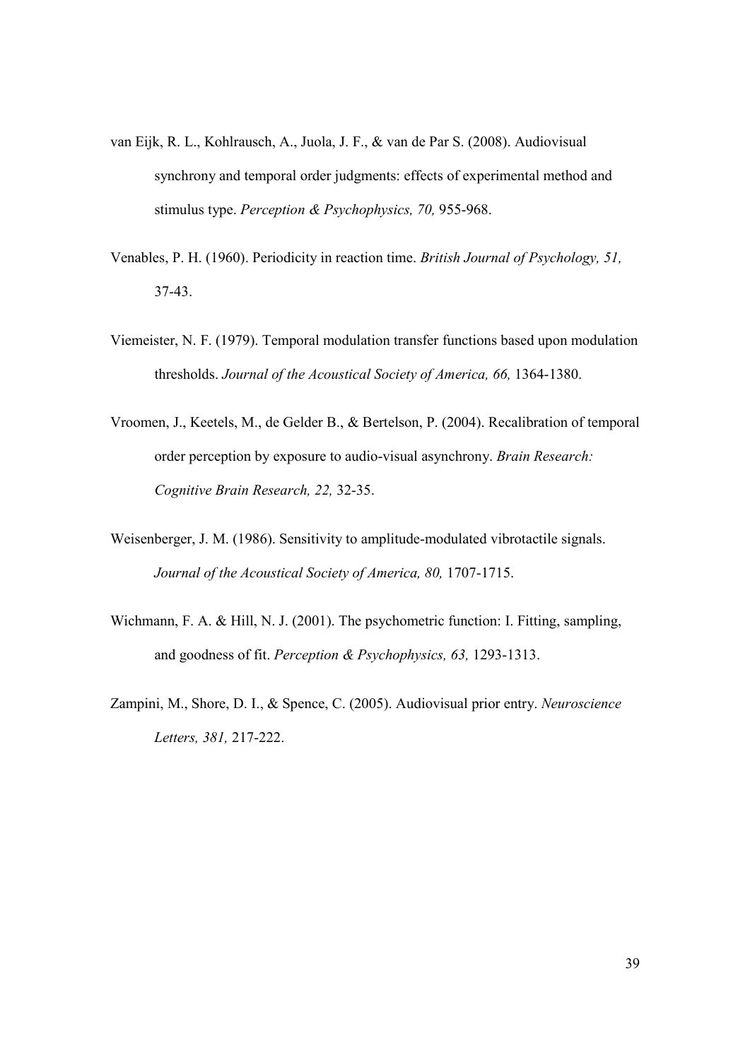van Eijk, R. L., Kohlrausch, A., Juola, J. F., & van de Par S. (2008). Audiovisual synchrony and temporal order judgments: effects of experimental method and stimulus type. *Perception & Psychophysics, 70,* 955-968.

Venables, P. H. (1960). Periodicity in reaction time. *British Journal of Psychology, 51,* 37-43.

Viemeister, N. F. (1979). Temporal modulation transfer functions based upon modulation thresholds. *Journal of the Acoustical Society of America, 66,* 1364-1380.

Vroomen, J., Keetels, M., de Gelder B., & Bertelson, P. (2004). Recalibration of temporal order perception by exposure to audio-visual asynchrony. *Brain Research: Cognitive Brain Research, 22,* 32-35.

Weisenberger, J. M. (1986). Sensitivity to amplitude-modulated vibrotactile signals. *Journal of the Acoustical Society of America, 80,* 1707-1715.

Wichmann, F. A. & Hill, N. J. (2001). The psychometric function: I. Fitting, sampling, and goodness of fit. *Perception & Psychophysics, 63,* 1293-1313.

Zampini, M., Shore, D. I., & Spence, C. (2005). Audiovisual prior entry. *Neuroscience Letters, 381,* 217-222.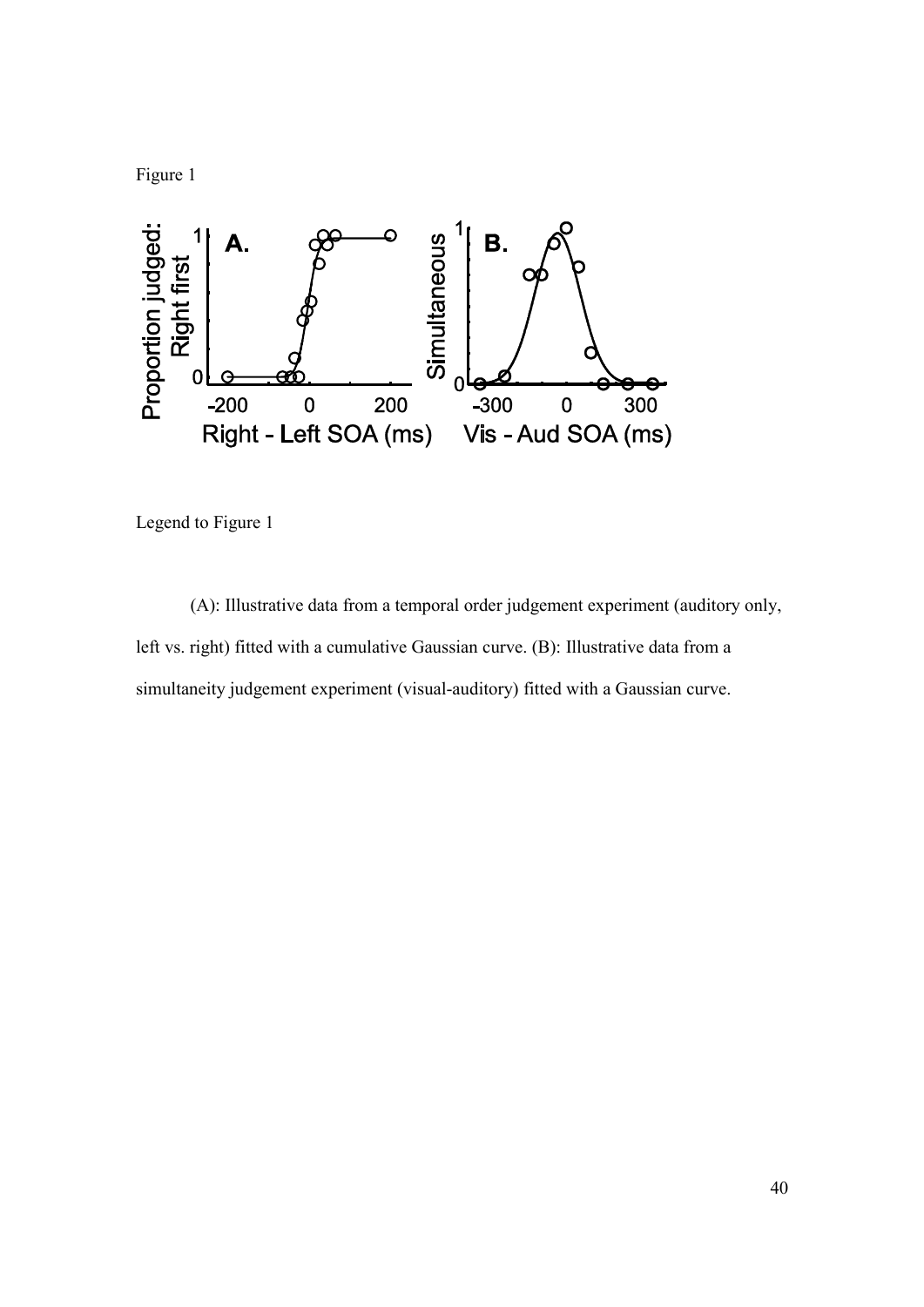Figure 1

Legend to Figure 1

(A): Illustrative data from a temporal order judgement experiment (auditory only, left vs. right) fitted with a cumulative Gaussian curve. (B): Illustrative data from a simultaneity judgement experiment (visual-auditory) fitted with a Gaussian curve.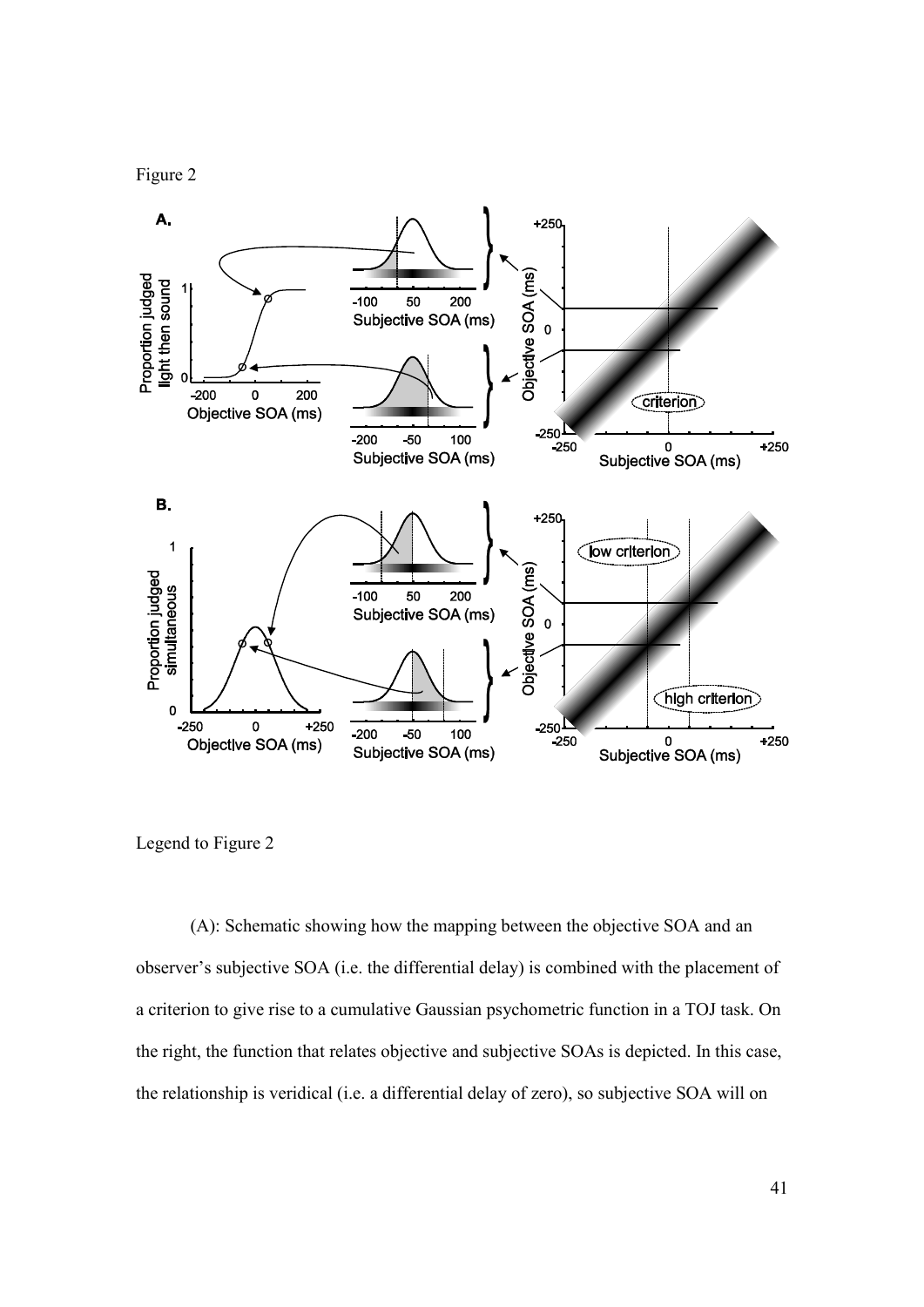Figure 2

Legend to Figure 2

(A): Schematic showing how the mapping between the objective SOA and an observer's subjective SOA (i.e. the differential delay) is combined with the placement of a criterion to give rise to a cumulative Gaussian psychometric function in a TOJ task. On the right, the function that relates objective and subjective SOAs is depicted. In this case, the relationship is veridical (i.e. a differential delay of zero), so subjective SOA will on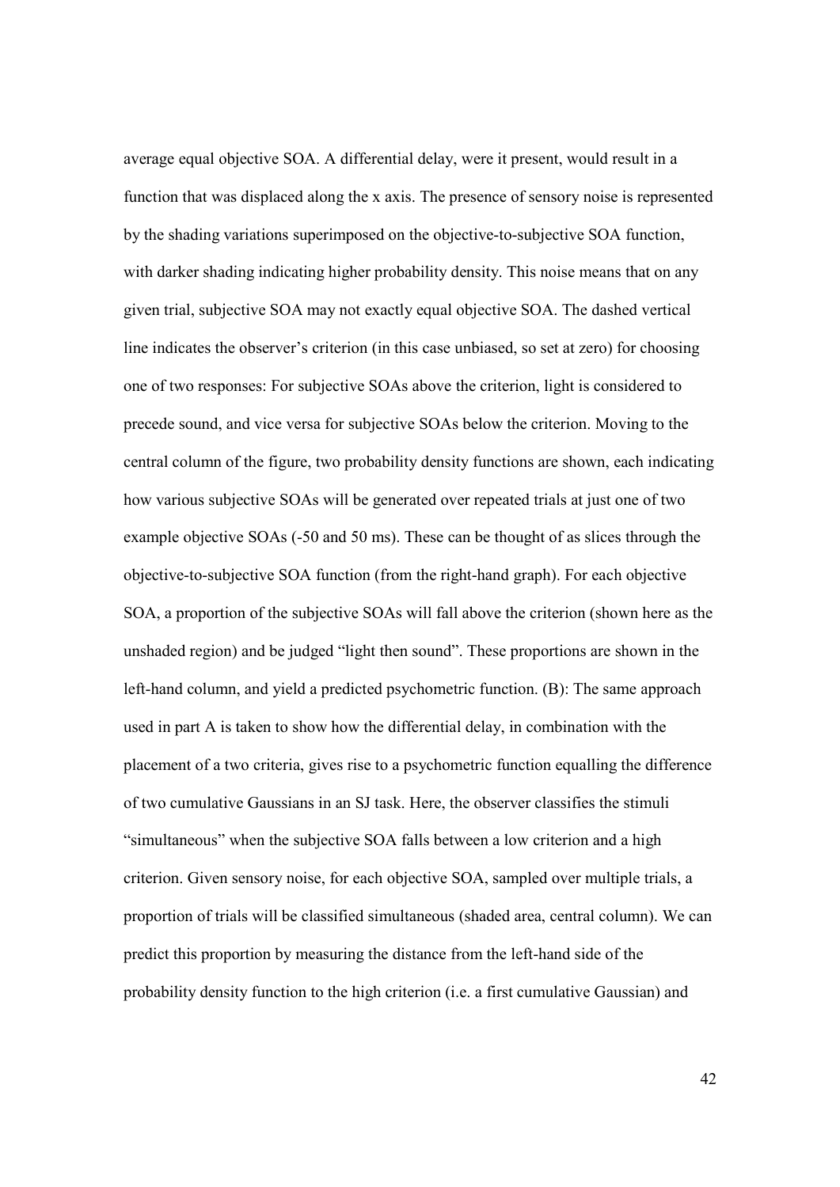average equal objective SOA. A differential delay, were it present, would result in a function that was displaced along the x axis. The presence of sensory noise is represented by the shading variations superimposed on the objective-to-subjective SOA function, with darker shading indicating higher probability density. This noise means that on any given trial, subjective SOA may not exactly equal objective SOA. The dashed vertical line indicates the observer's criterion (in this case unbiased, so set at zero) for choosing one of two responses: For subjective SOAs above the criterion, light is considered to precede sound, and vice versa for subjective SOAs below the criterion. Moving to the central column of the figure, two probability density functions are shown, each indicating how various subjective SOAs will be generated over repeated trials at just one of two example objective SOAs (-50 and 50 ms). These can be thought of as slices through the objective-to-subjective SOA function (from the right-hand graph). For each objective SOA, a proportion of the subjective SOAs will fall above the criterion (shown here as the unshaded region) and be judged "light then sound". These proportions are shown in the left-hand column, and yield a predicted psychometric function. (B): The same approach used in part A is taken to show how the differential delay, in combination with the placement of a two criteria, gives rise to a psychometric function equalling the difference of two cumulative Gaussians in an SJ task. Here, the observer classifies the stimuli "simultaneous" when the subjective SOA falls between a low criterion and a high criterion. Given sensory noise, for each objective SOA, sampled over multiple trials, a proportion of trials will be classified simultaneous (shaded area, central column). We can predict this proportion by measuring the distance from the left-hand side of the probability density function to the high criterion (i.e. a first cumulative Gaussian) and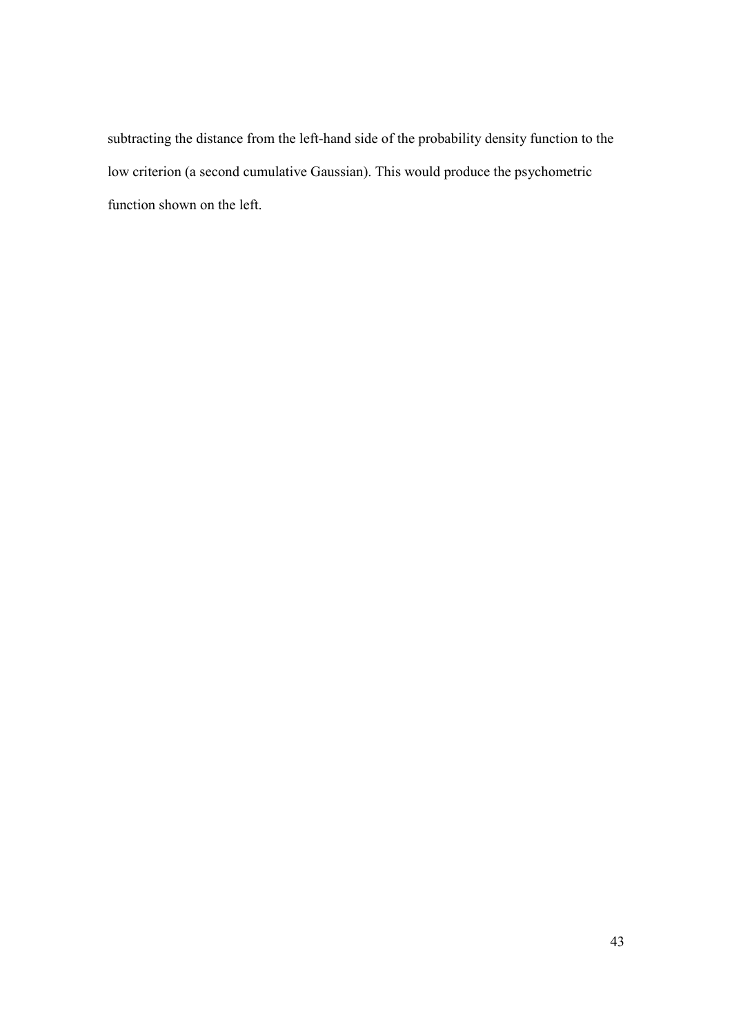subtracting the distance from the left-hand side of the probability density function to the low criterion (a second cumulative Gaussian). This would produce the psychometric function shown on the left.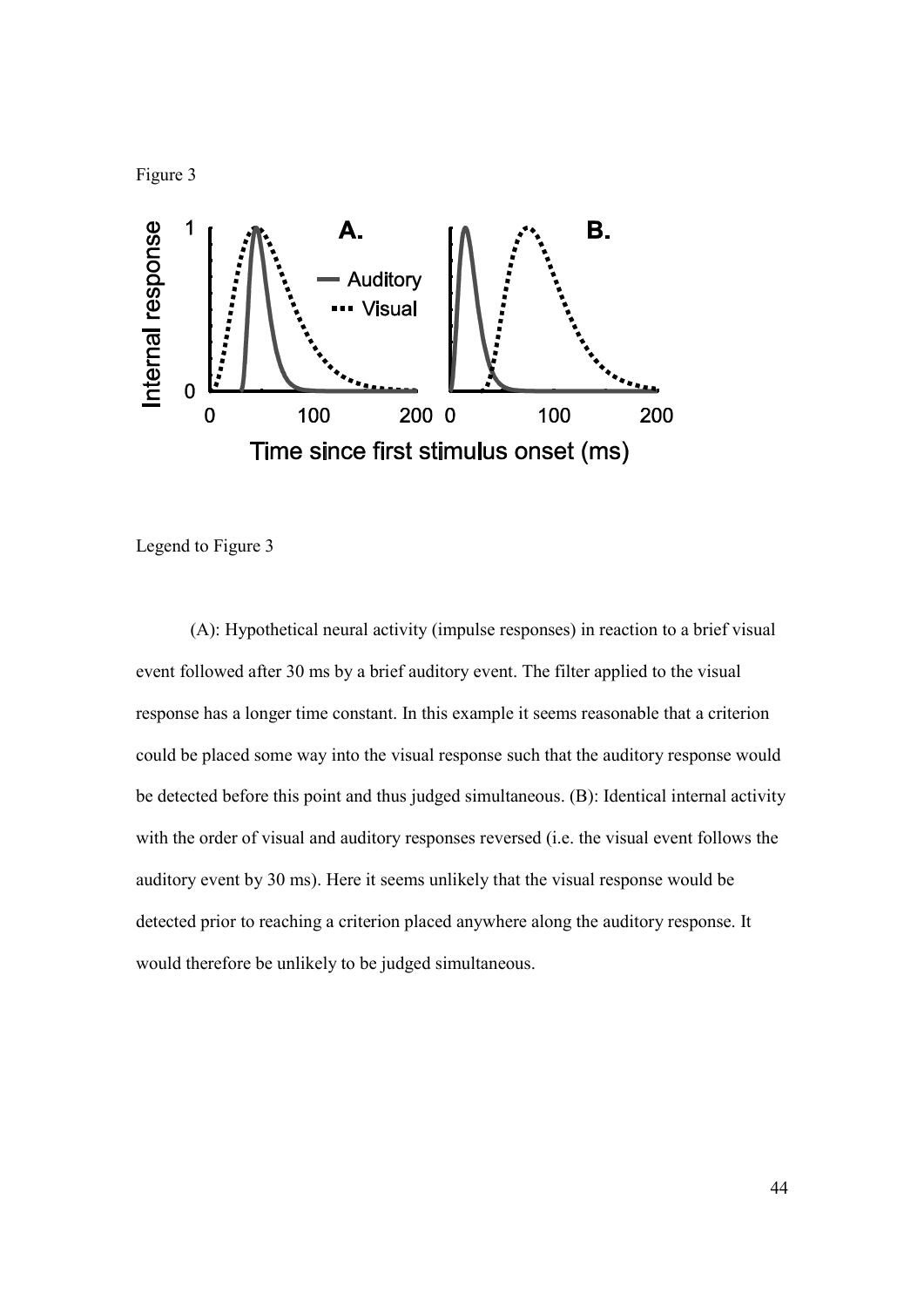Figure 3

Legend to Figure 3

(A): Hypothetical neural activity (impulse responses) in reaction to a brief visual event followed after 30 ms by a brief auditory event. The filter applied to the visual response has a longer time constant. In this example it seems reasonable that a criterion could be placed some way into the visual response such that the auditory response would be detected before this point and thus judged simultaneous. (B): Identical internal activity with the order of visual and auditory responses reversed (i.e. the visual event follows the auditory event by 30 ms). Here it seems unlikely that the visual response would be detected prior to reaching a criterion placed anywhere along the auditory response. It would therefore be unlikely to be judged simultaneous.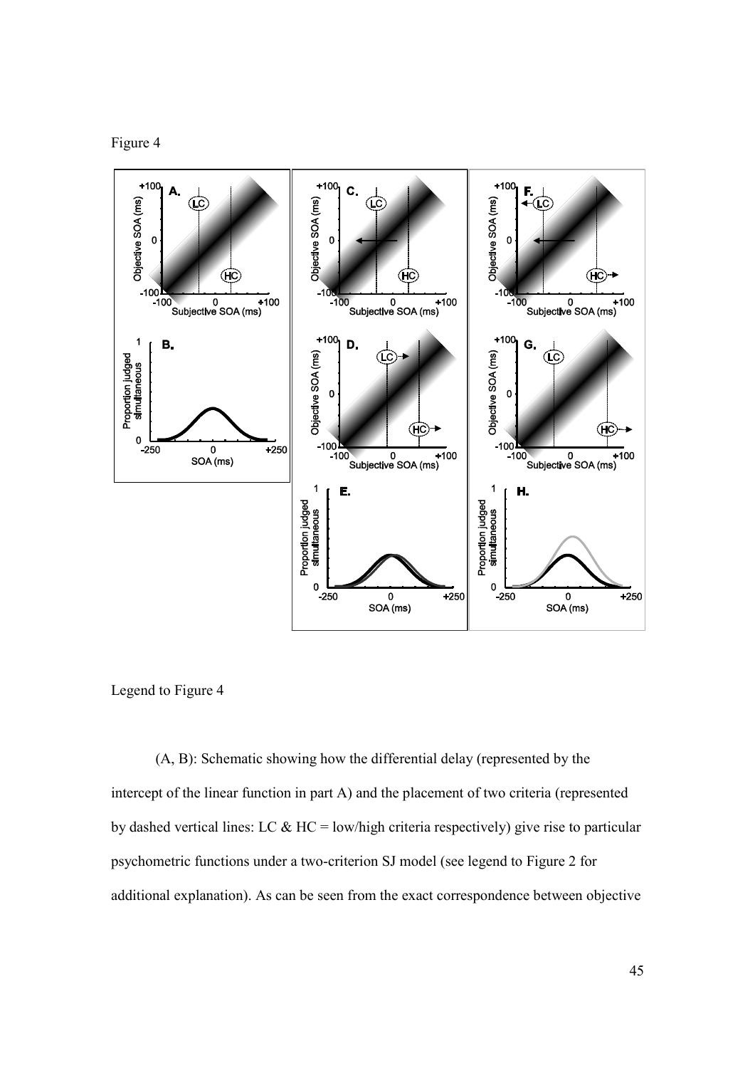Figure 4

Legend to Figure 4

(A, B): Schematic showing how the differential delay (represented by the intercept of the linear function in part A) and the placement of two criteria (represented by dashed vertical lines: LC & HC = low/high criteria respectively) give rise to particular psychometric functions under a two-criterion SJ model (see legend to Figure 2 for additional explanation). As can be seen from the exact correspondence between objective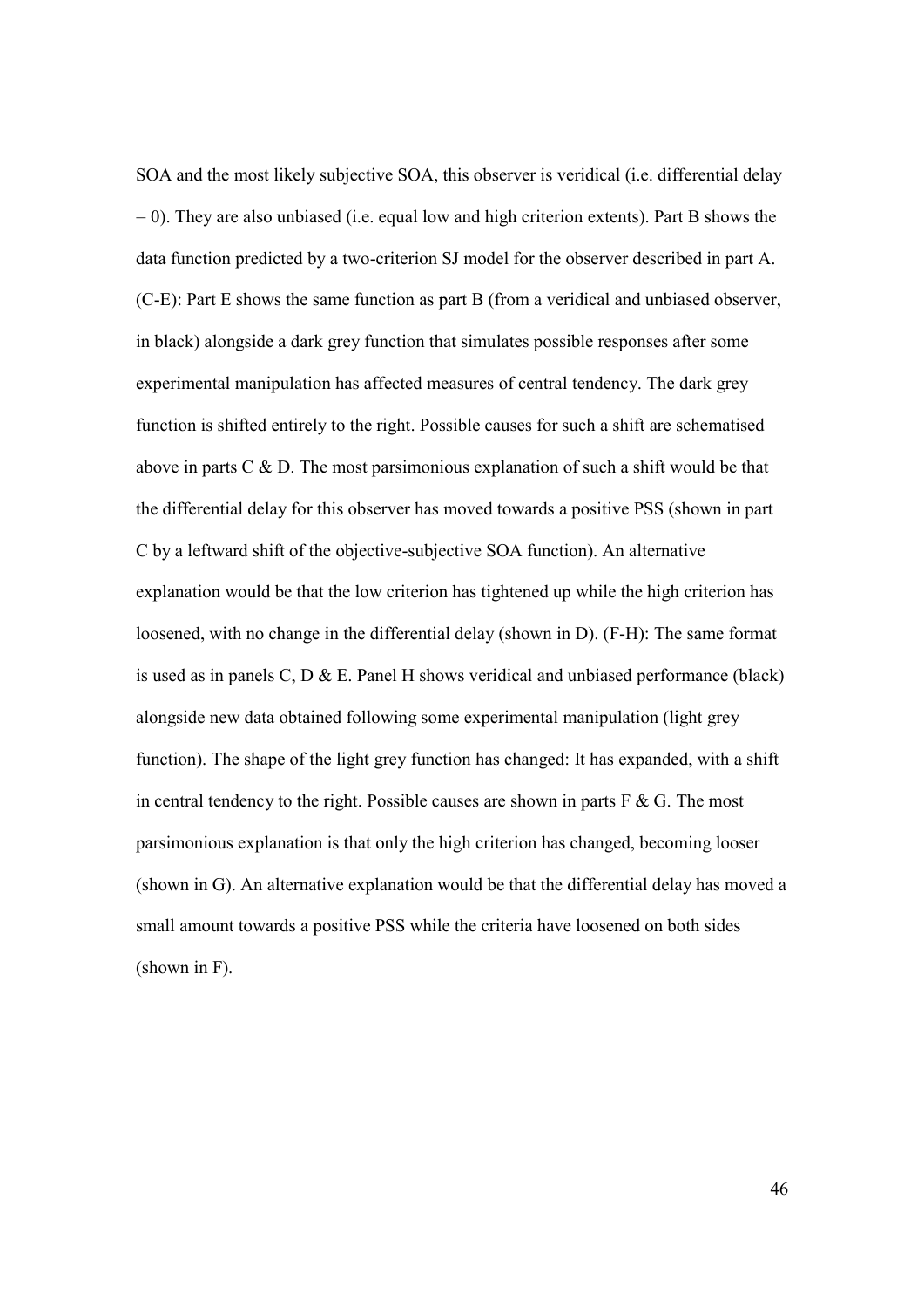SOA and the most likely subjective SOA, this observer is veridical (i.e. differential delay = 0). They are also unbiased (i.e. equal low and high criterion extents). Part B shows the data function predicted by a two-criterion SJ model for the observer described in part A. (C-E): Part E shows the same function as part B (from a veridical and unbiased observer, in black) alongside a dark grey function that simulates possible responses after some experimental manipulation has affected measures of central tendency. The dark grey function is shifted entirely to the right. Possible causes for such a shift are schematised above in parts C & D. The most parsimonious explanation of such a shift would be that the differential delay for this observer has moved towards a positive PSS (shown in part C by a leftward shift of the objective-subjective SOA function). An alternative explanation would be that the low criterion has tightened up while the high criterion has loosened, with no change in the differential delay (shown in D). (F-H): The same format is used as in panels C, D & E. Panel H shows veridical and unbiased performance (black) alongside new data obtained following some experimental manipulation (light grey function). The shape of the light grey function has changed: It has expanded, with a shift in central tendency to the right. Possible causes are shown in parts F & G. The most parsimonious explanation is that only the high criterion has changed, becoming looser (shown in G). An alternative explanation would be that the differential delay has moved a small amount towards a positive PSS while the criteria have loosened on both sides (shown in F).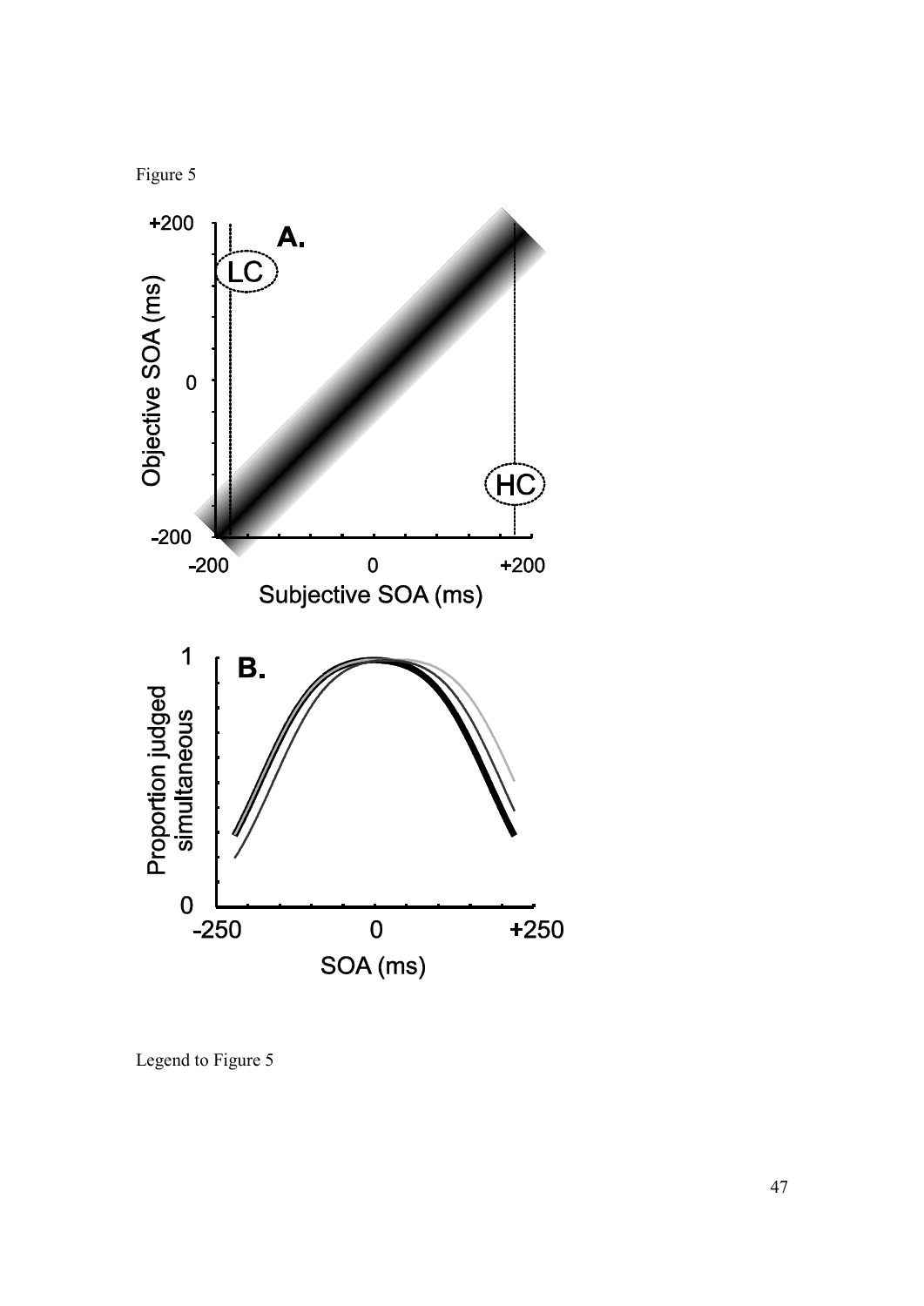Figure 5

Legend to Figure 5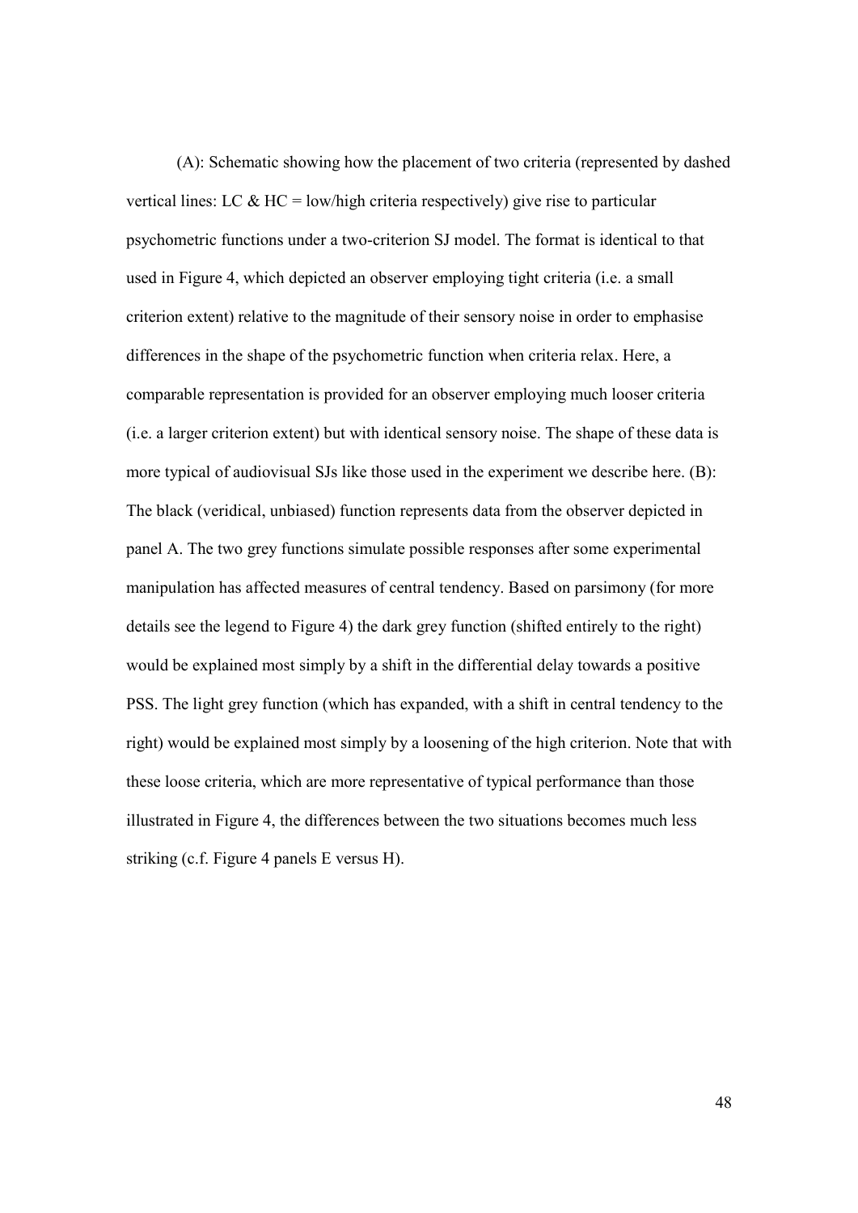(A): Schematic showing how the placement of two criteria (represented by dashed vertical lines: LC & HC = low/high criteria respectively) give rise to particular psychometric functions under a two-criterion SJ model. The format is identical to that used in Figure 4, which depicted an observer employing tight criteria (i.e. a small criterion extent) relative to the magnitude of their sensory noise in order to emphasise differences in the shape of the psychometric function when criteria relax. Here, a comparable representation is provided for an observer employing much looser criteria (i.e. a larger criterion extent) but with identical sensory noise. The shape of these data is more typical of audiovisual SJs like those used in the experiment we describe here. (B): The black (veridical, unbiased) function represents data from the observer depicted in panel A. The two grey functions simulate possible responses after some experimental manipulation has affected measures of central tendency. Based on parsimony (for more details see the legend to Figure 4) the dark grey function (shifted entirely to the right) would be explained most simply by a shift in the differential delay towards a positive PSS. The light grey function (which has expanded, with a shift in central tendency to the right) would be explained most simply by a loosening of the high criterion. Note that with these loose criteria, which are more representative of typical performance than those illustrated in Figure 4, the differences between the two situations becomes much less striking (c.f. Figure 4 panels E versus H).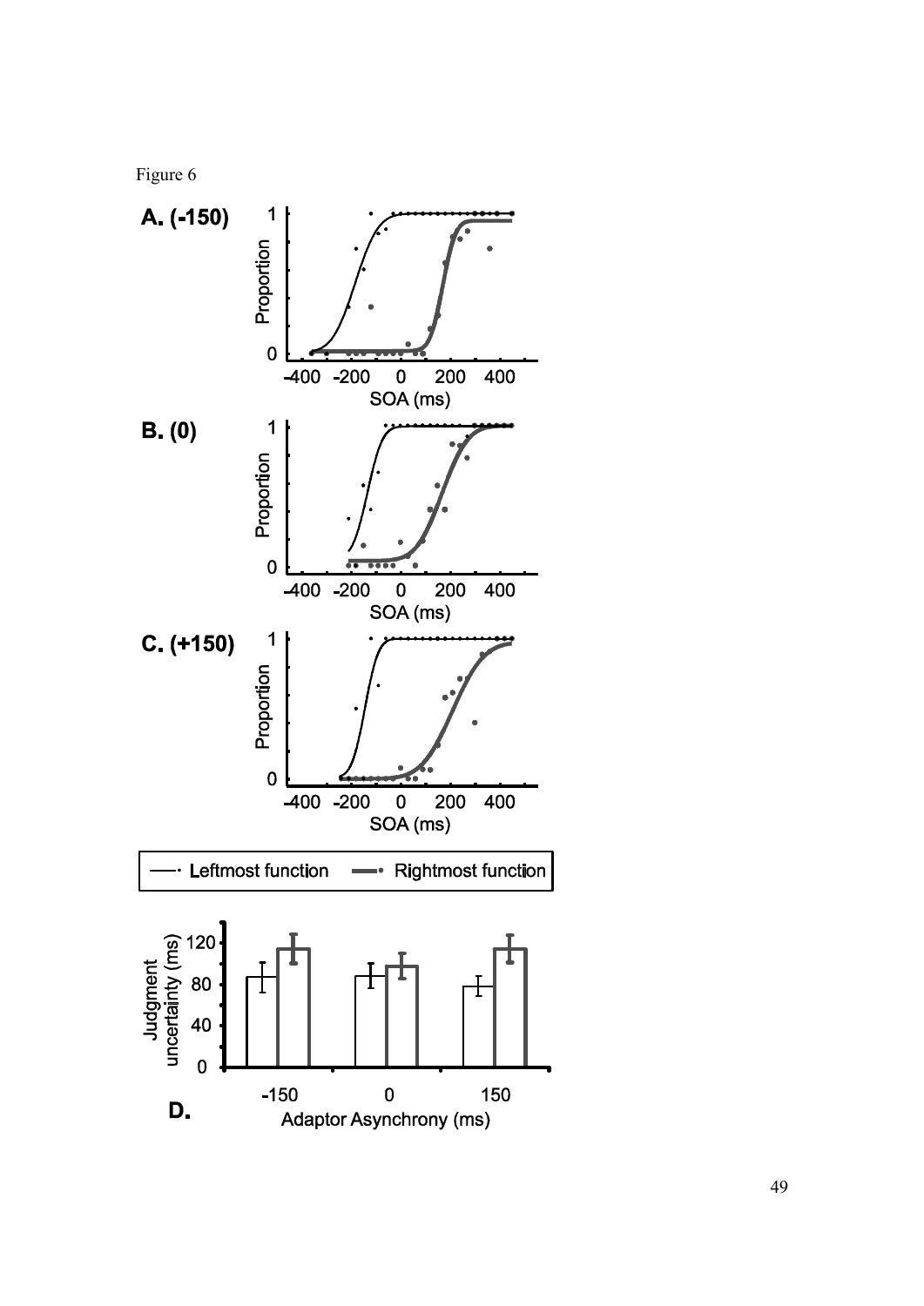Figure 6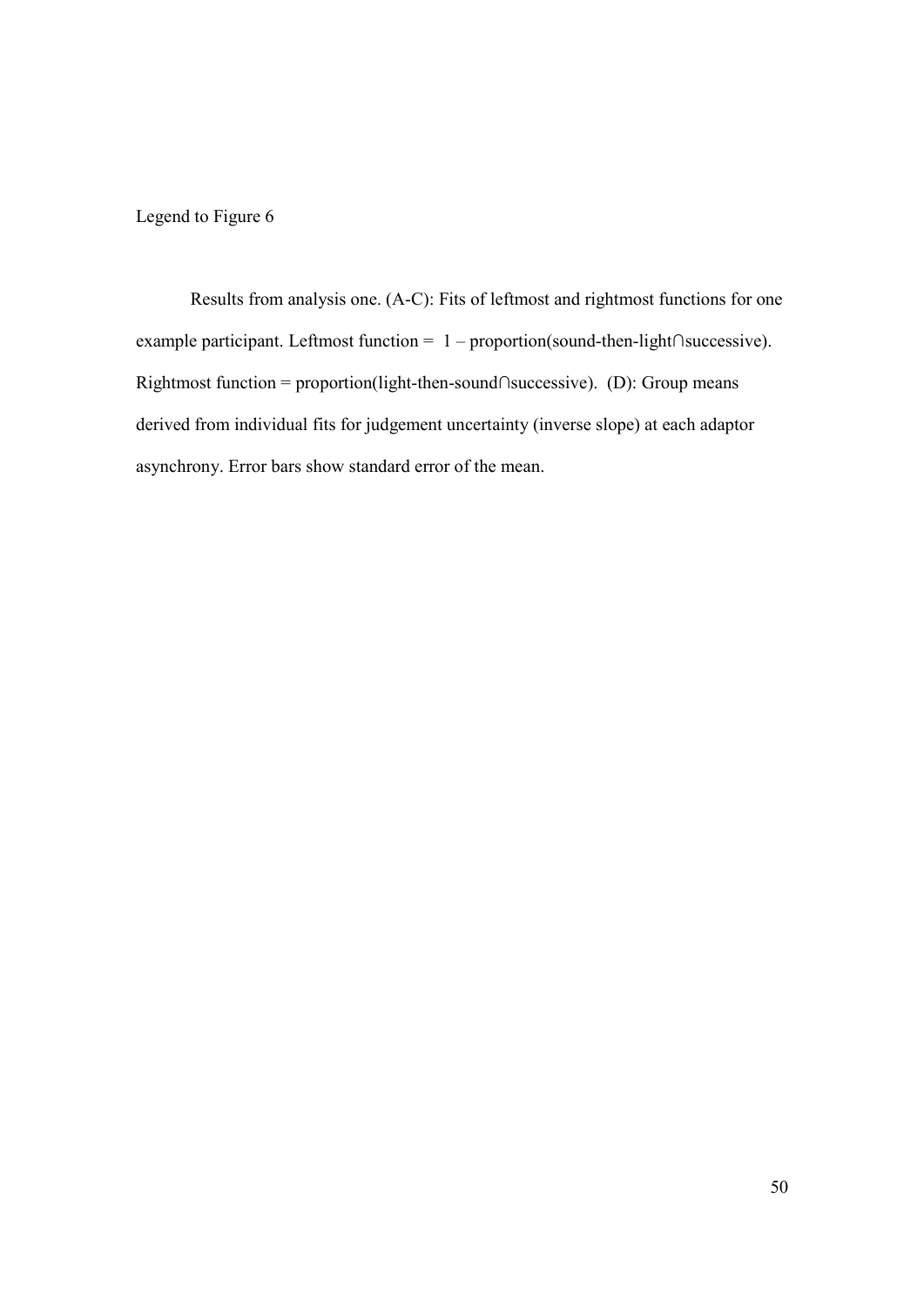Legend to Figure 6

Results from analysis one. (A-C): Fits of leftmost and rightmost functions for one example participant. Leftmost function = 1 – proportion(sound-then-light∩successive). Rightmost function = proportion(light-then-sound∩successive). (D): Group means derived from individual fits for judgement uncertainty (inverse slope) at each adaptor asynchrony. Error bars show standard error of the mean.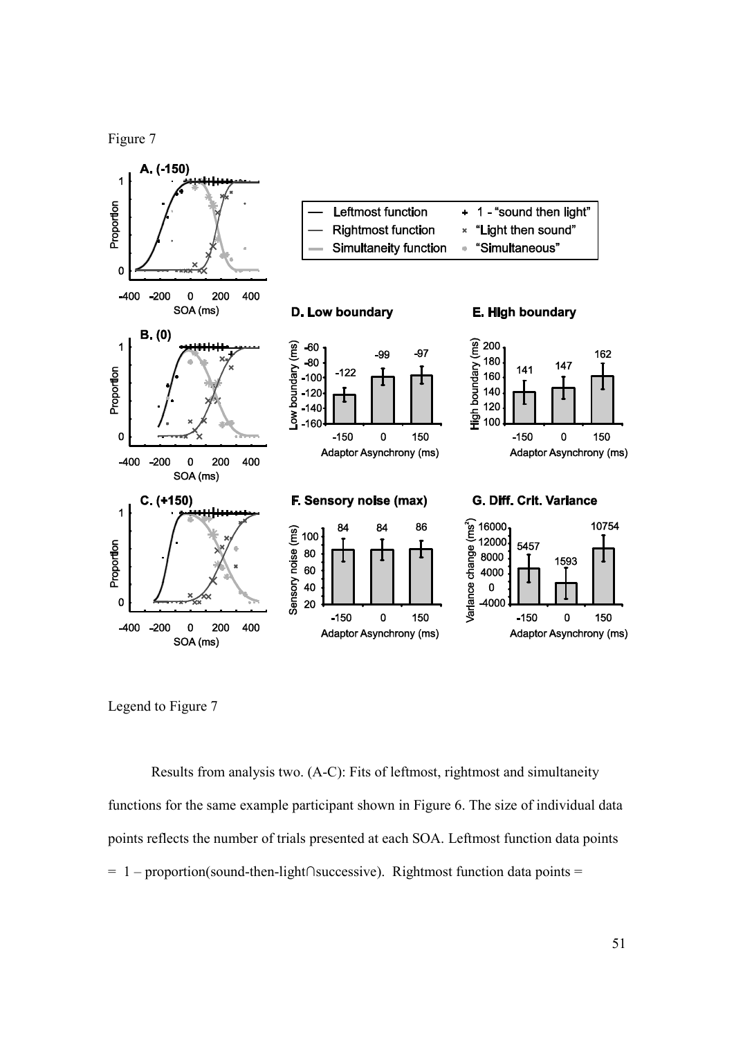Figure 7

Legend to Figure 7

Results from analysis two. (A-C): Fits of leftmost, rightmost and simultaneity functions for the same example participant shown in Figure 6. The size of individual data points reflects the number of trials presented at each SOA. Leftmost function data points = 1 – proportion(sound-then-light∩successive). Rightmost function data points =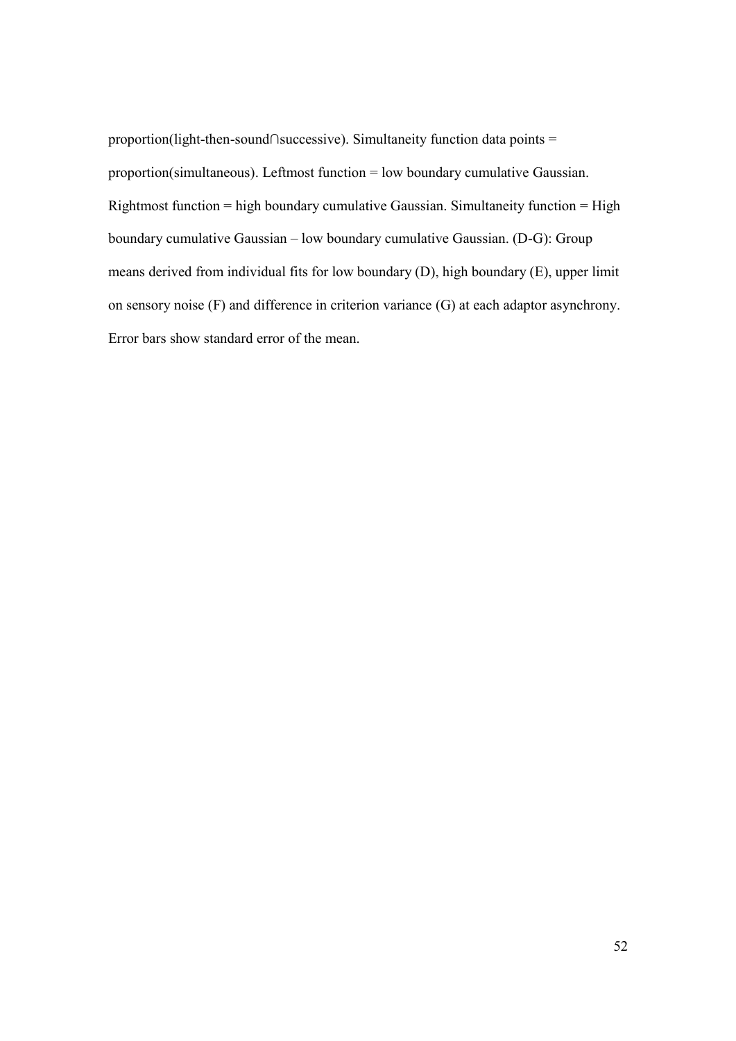proportion(light-then-sound∩successive). Simultaneity function data points = proportion(simultaneous). Leftmost function = low boundary cumulative Gaussian. Rightmost function = high boundary cumulative Gaussian. Simultaneity function = High boundary cumulative Gaussian – low boundary cumulative Gaussian. (D-G): Group means derived from individual fits for low boundary (D), high boundary (E), upper limit on sensory noise (F) and difference in criterion variance (G) at each adaptor asynchrony. Error bars show standard error of the mean.